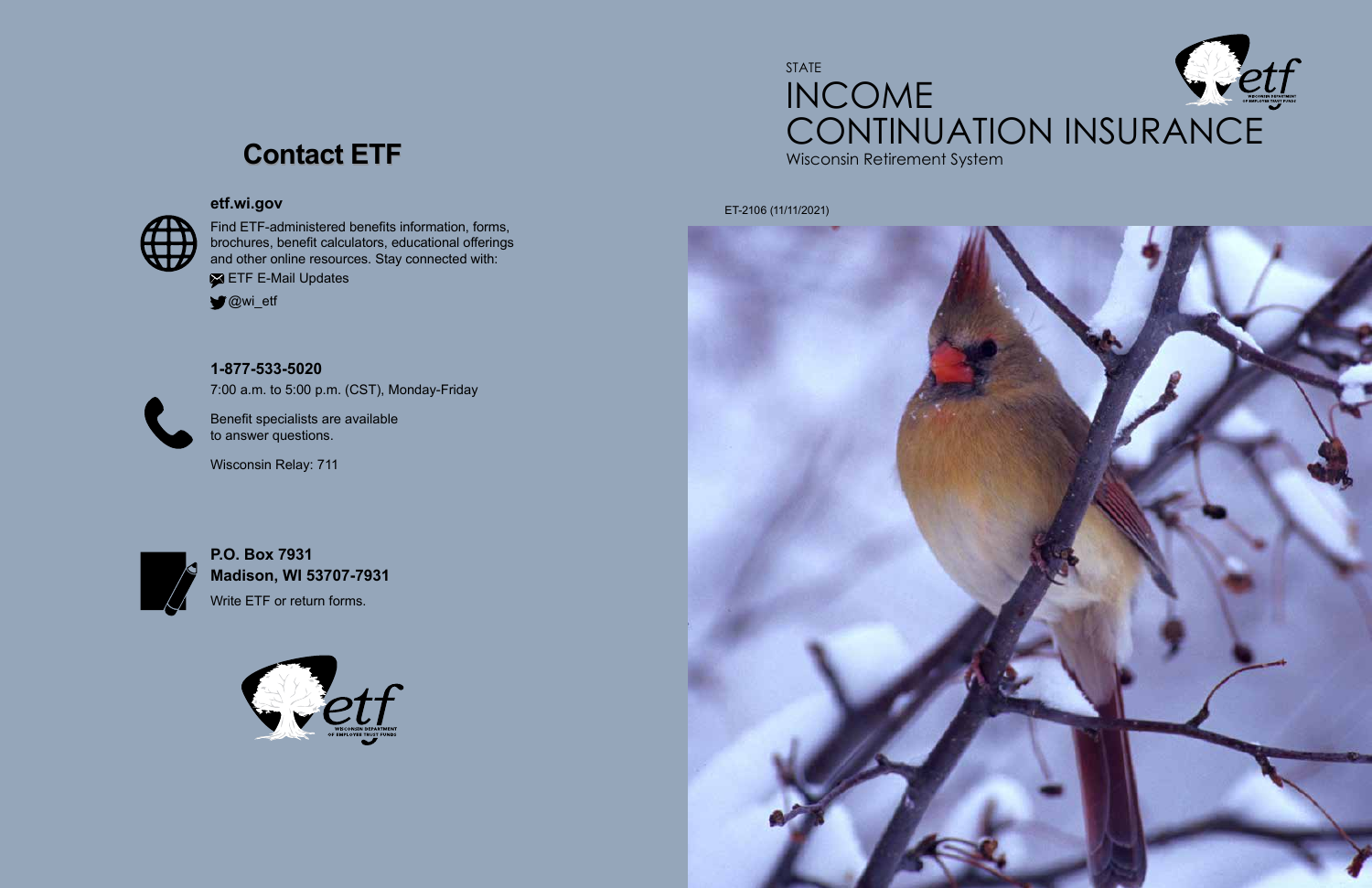STATE

# INCOME CONTINUATION INSURANCE

Wisconsin Retirement System

ET-2106 (11/11/2021)

## Contact ETF

**etf.wi.gov**

Find ETF-administered benefits information, forms, brochures, benefit calculators, educational offerings and other online resources. Stay connected with:

ETF E-Mail Updates

@wi_etf

**1-877-533-5020**

7:00 a.m. to 5:00 p.m. (CST), Monday-Friday

Benefit specialists are available to answer questions.

Wisconsin Relay: 711

**P.O. Box 7931**
**Madison, WI 53707-7931**

Write ETF or return forms.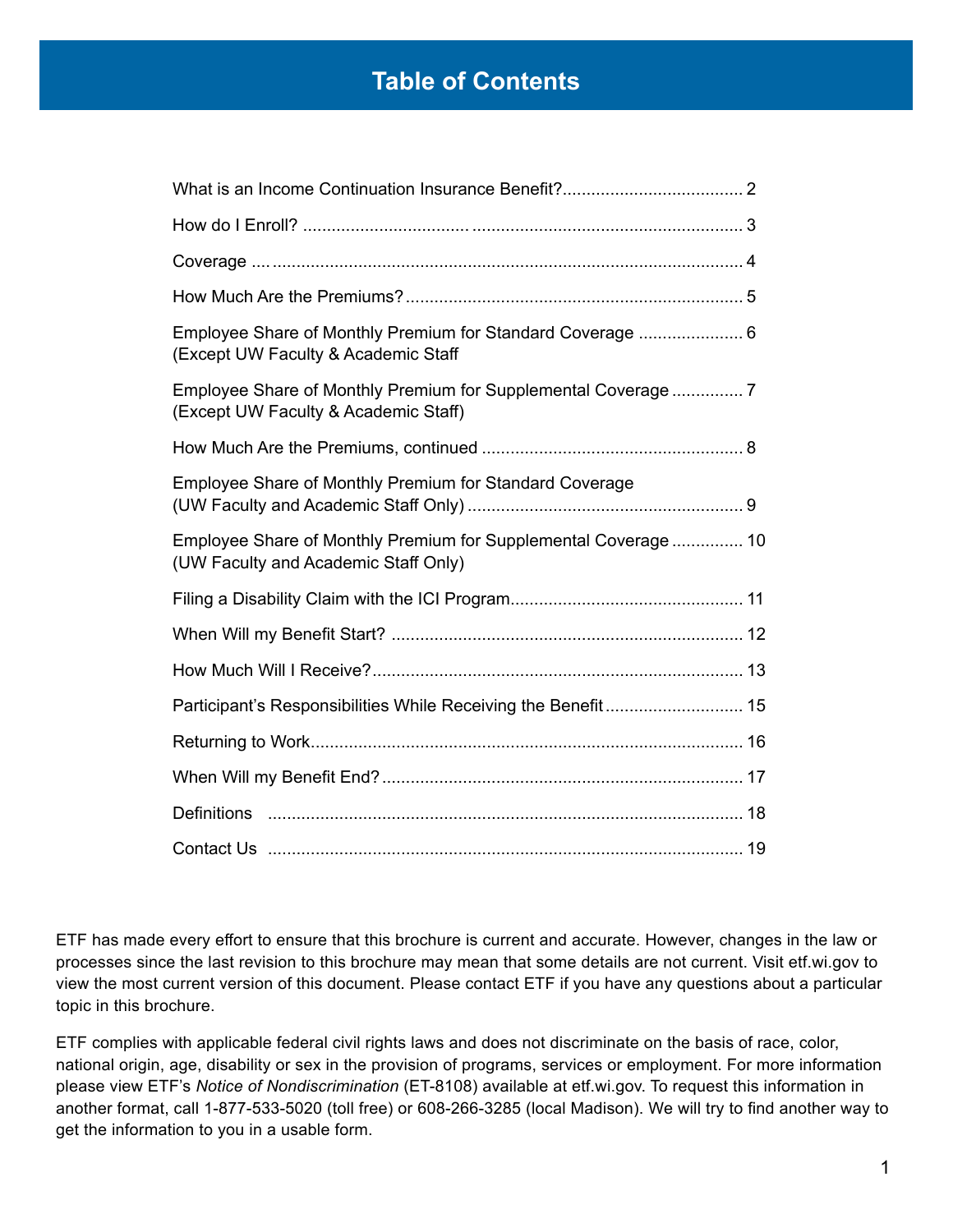# Table of Contents

| | |
|---|---|
| What is an Income Continuation Insurance Benefit? | 2 |
| How do I Enroll? | 3 |
| Coverage | 4 |
| How Much Are the Premiums? | 5 |
| Employee Share of Monthly Premium for Standard Coverage (Except UW Faculty & Academic Staff | 6 |
| Employee Share of Monthly Premium for Supplemental Coverage (Except UW Faculty & Academic Staff) | 7 |
| How Much Are the Premiums, continued | 8 |
| Employee Share of Monthly Premium for Standard Coverage (UW Faculty and Academic Staff Only) | 9 |
| Employee Share of Monthly Premium for Supplemental Coverage (UW Faculty and Academic Staff Only) | 10 |
| Filing a Disability Claim with the ICI Program | 11 |
| When Will my Benefit Start? | 12 |
| How Much Will I Receive? | 13 |
| Participant's Responsibilities While Receiving the Benefit | 15 |
| Returning to Work | 16 |
| When Will my Benefit End? | 17 |
| Definitions | 18 |
| Contact Us | 19 |

ETF has made every effort to ensure that this brochure is current and accurate. However, changes in the law or processes since the last revision to this brochure may mean that some details are not current. Visit etf.wi.gov to view the most current version of this document. Please contact ETF if you have any questions about a particular topic in this brochure.

ETF complies with applicable federal civil rights laws and does not discriminate on the basis of race, color, national origin, age, disability or sex in the provision of programs, services or employment. For more information please view ETF's *Notice of Nondiscrimination* (ET-8108) available at etf.wi.gov. To request this information in another format, call 1-877-533-5020 (toll free) or 608-266-3285 (local Madison). We will try to find another way to get the information to you in a usable form.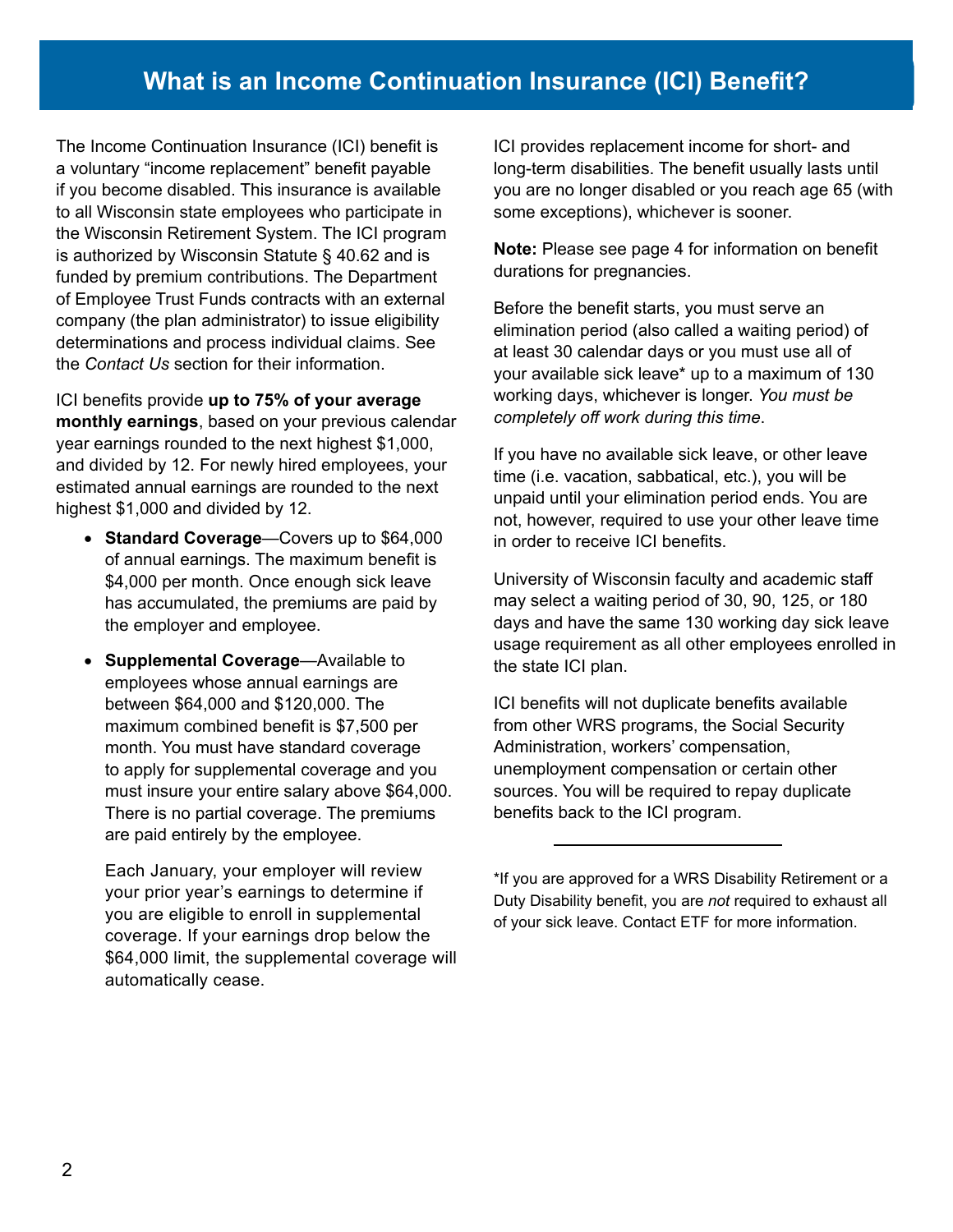# What is an Income Continuation Insurance (ICI) Benefit?

The Income Continuation Insurance (ICI) benefit is a voluntary "income replacement" benefit payable if you become disabled. This insurance is available to all Wisconsin state employees who participate in the Wisconsin Retirement System. The ICI program is authorized by Wisconsin Statute § 40.62 and is funded by premium contributions. The Department of Employee Trust Funds contracts with an external company (the plan administrator) to issue eligibility determinations and process individual claims. See the *Contact Us* section for their information.

ICI benefits provide **up to 75% of your average monthly earnings**, based on your previous calendar year earnings rounded to the next highest $1,000, and divided by 12. For newly hired employees, your estimated annual earnings are rounded to the next highest $1,000 and divided by 12.

- **Standard Coverage**—Covers up to $64,000 of annual earnings. The maximum benefit is $4,000 per month. Once enough sick leave has accumulated, the premiums are paid by the employer and employee.
- **Supplemental Coverage**—Available to employees whose annual earnings are between $64,000 and $120,000. The maximum combined benefit is $7,500 per month. You must have standard coverage to apply for supplemental coverage and you must insure your entire salary above $64,000. There is no partial coverage. The premiums are paid entirely by the employee.

  Each January, your employer will review your prior year's earnings to determine if you are eligible to enroll in supplemental coverage. If your earnings drop below the $64,000 limit, the supplemental coverage will automatically cease.

ICI provides replacement income for short- and long-term disabilities. The benefit usually lasts until you are no longer disabled or you reach age 65 (with some exceptions), whichever is sooner.

**Note:** Please see page 4 for information on benefit durations for pregnancies.

Before the benefit starts, you must serve an elimination period (also called a waiting period) of at least 30 calendar days or you must use all of your available sick leave* up to a maximum of 130 working days, whichever is longer. *You must be completely off work during this time*.

If you have no available sick leave, or other leave time (i.e. vacation, sabbatical, etc.), you will be unpaid until your elimination period ends. You are not, however, required to use your other leave time in order to receive ICI benefits.

University of Wisconsin faculty and academic staff may select a waiting period of 30, 90, 125, or 180 days and have the same 130 working day sick leave usage requirement as all other employees enrolled in the state ICI plan.

ICI benefits will not duplicate benefits available from other WRS programs, the Social Security Administration, workers' compensation, unemployment compensation or certain other sources. You will be required to repay duplicate benefits back to the ICI program.

---

*If you are approved for a WRS Disability Retirement or a Duty Disability benefit, you are *not* required to exhaust all of your sick leave. Contact ETF for more information.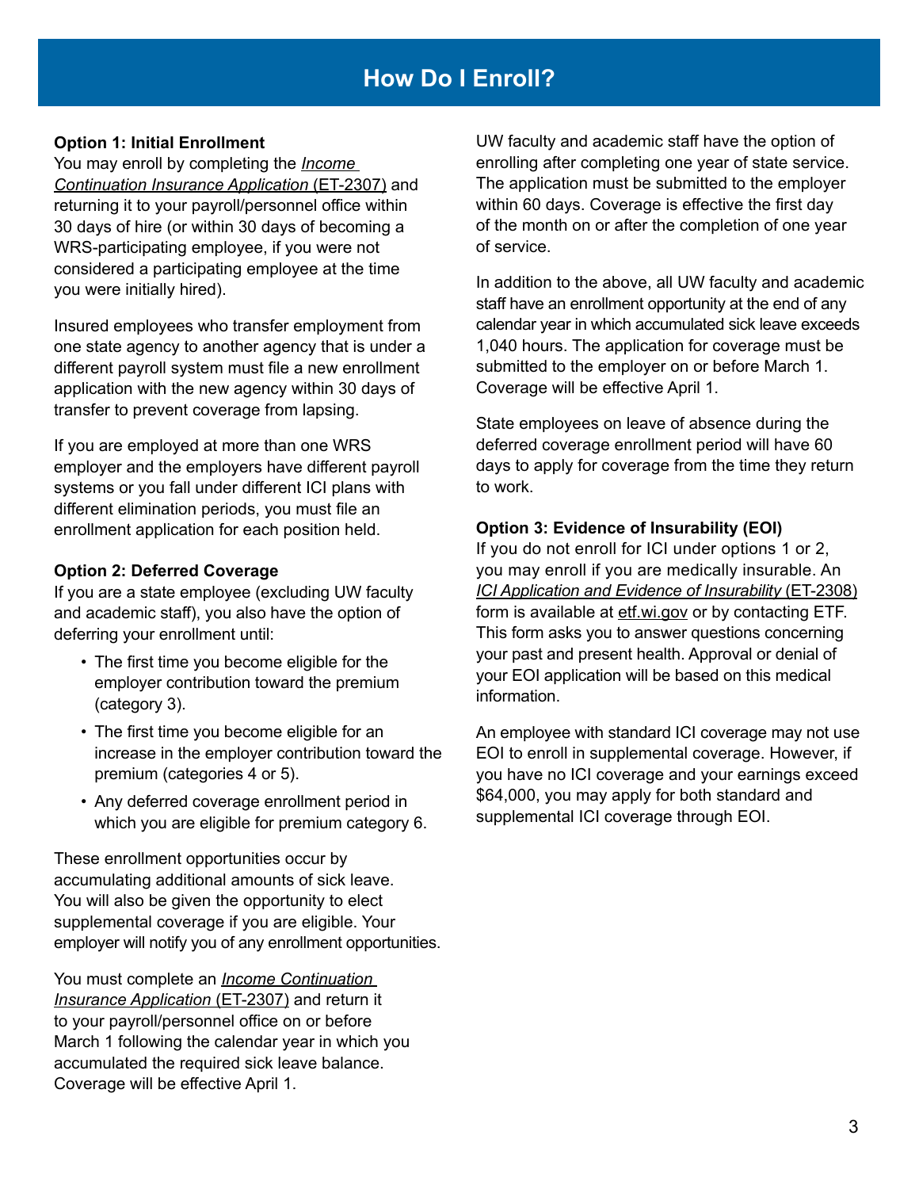# How Do I Enroll?

**Option 1: Initial Enrollment**

You may enroll by completing the *Income Continuation Insurance Application* (ET-2307) and returning it to your payroll/personnel office within 30 days of hire (or within 30 days of becoming a WRS-participating employee, if you were not considered a participating employee at the time you were initially hired).

Insured employees who transfer employment from one state agency to another agency that is under a different payroll system must file a new enrollment application with the new agency within 30 days of transfer to prevent coverage from lapsing.

If you are employed at more than one WRS employer and the employers have different payroll systems or you fall under different ICI plans with different elimination periods, you must file an enrollment application for each position held.

**Option 2: Deferred Coverage**

If you are a state employee (excluding UW faculty and academic staff), you also have the option of deferring your enrollment until:

- The first time you become eligible for the employer contribution toward the premium (category 3).
- The first time you become eligible for an increase in the employer contribution toward the premium (categories 4 or 5).
- Any deferred coverage enrollment period in which you are eligible for premium category 6.

These enrollment opportunities occur by accumulating additional amounts of sick leave. You will also be given the opportunity to elect supplemental coverage if you are eligible. Your employer will notify you of any enrollment opportunities.

You must complete an *Income Continuation Insurance Application* (ET-2307) and return it to your payroll/personnel office on or before March 1 following the calendar year in which you accumulated the required sick leave balance. Coverage will be effective April 1.

UW faculty and academic staff have the option of enrolling after completing one year of state service. The application must be submitted to the employer within 60 days. Coverage is effective the first day of the month on or after the completion of one year of service.

In addition to the above, all UW faculty and academic staff have an enrollment opportunity at the end of any calendar year in which accumulated sick leave exceeds 1,040 hours. The application for coverage must be submitted to the employer on or before March 1. Coverage will be effective April 1.

State employees on leave of absence during the deferred coverage enrollment period will have 60 days to apply for coverage from the time they return to work.

**Option 3: Evidence of Insurability (EOI)**

If you do not enroll for ICI under options 1 or 2, you may enroll if you are medically insurable. An *ICI Application and Evidence of Insurability* (ET-2308) form is available at etf.wi.gov or by contacting ETF. This form asks you to answer questions concerning your past and present health. Approval or denial of your EOI application will be based on this medical information.

An employee with standard ICI coverage may not use EOI to enroll in supplemental coverage. However, if you have no ICI coverage and your earnings exceed $64,000, you may apply for both standard and supplemental ICI coverage through EOI.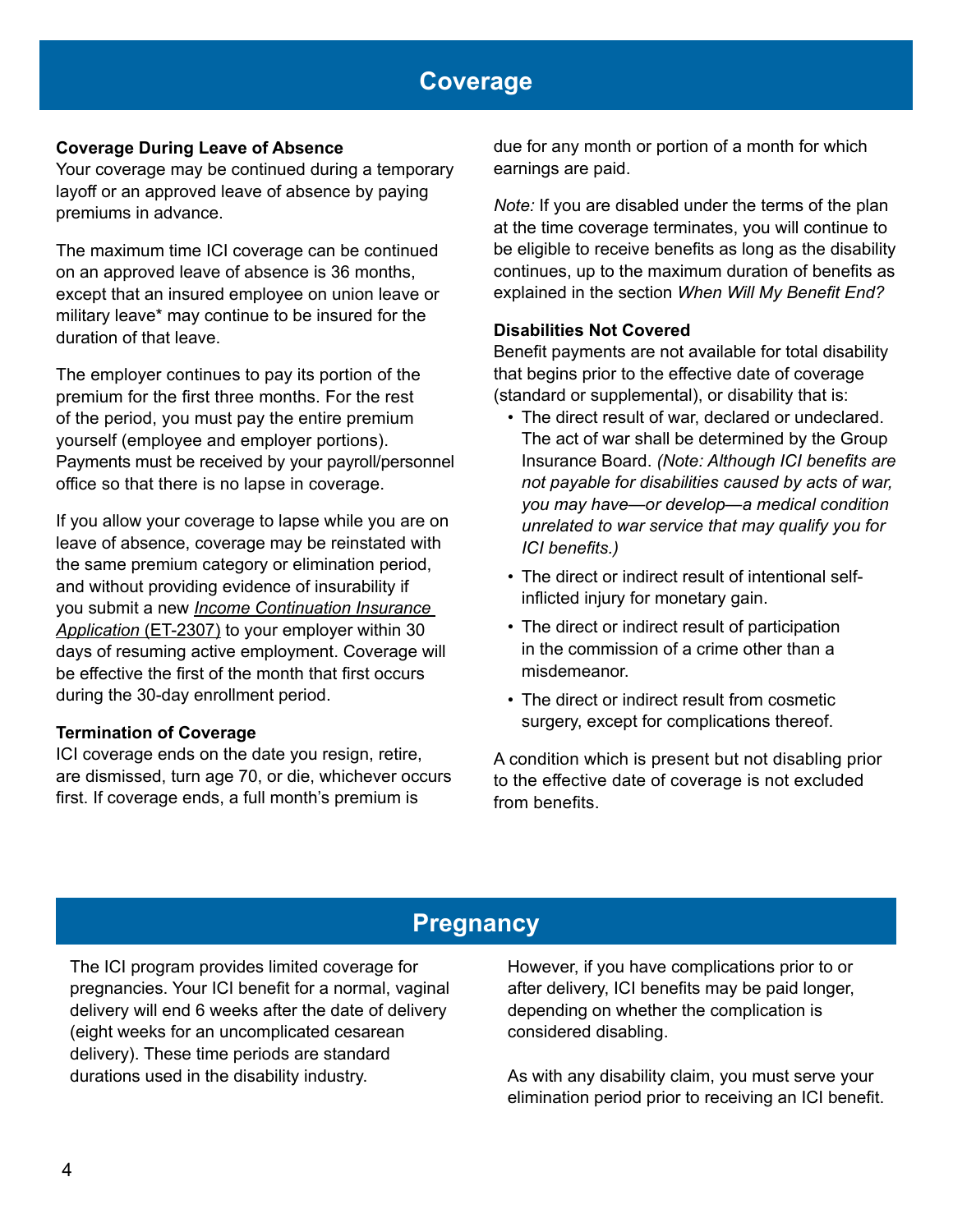# Coverage

### Coverage During Leave of Absence

Your coverage may be continued during a temporary layoff or an approved leave of absence by paying premiums in advance.

The maximum time ICI coverage can be continued on an approved leave of absence is 36 months, except that an insured employee on union leave or military leave* may continue to be insured for the duration of that leave.

The employer continues to pay its portion of the premium for the first three months. For the rest of the period, you must pay the entire premium yourself (employee and employer portions). Payments must be received by your payroll/personnel office so that there is no lapse in coverage.

If you allow your coverage to lapse while you are on leave of absence, coverage may be reinstated with the same premium category or elimination period, and without providing evidence of insurability if you submit a new *Income Continuation Insurance Application* (ET-2307) to your employer within 30 days of resuming active employment. Coverage will be effective the first of the month that first occurs during the 30-day enrollment period.

### Termination of Coverage

ICI coverage ends on the date you resign, retire, are dismissed, turn age 70, or die, whichever occurs first. If coverage ends, a full month's premium is due for any month or portion of a month for which earnings are paid.

*Note:* If you are disabled under the terms of the plan at the time coverage terminates, you will continue to be eligible to receive benefits as long as the disability continues, up to the maximum duration of benefits as explained in the section *When Will My Benefit End?*

### Disabilities Not Covered

Benefit payments are not available for total disability that begins prior to the effective date of coverage (standard or supplemental), or disability that is:

- The direct result of war, declared or undeclared. The act of war shall be determined by the Group Insurance Board. *(Note: Although ICI benefits are not payable for disabilities caused by acts of war, you may have—or develop—a medical condition unrelated to war service that may qualify you for ICI benefits.)*
- The direct or indirect result of intentional self-inflicted injury for monetary gain.
- The direct or indirect result of participation in the commission of a crime other than a misdemeanor.
- The direct or indirect result from cosmetic surgery, except for complications thereof.

A condition which is present but not disabling prior to the effective date of coverage is not excluded from benefits.

# Pregnancy

The ICI program provides limited coverage for pregnancies. Your ICI benefit for a normal, vaginal delivery will end 6 weeks after the date of delivery (eight weeks for an uncomplicated cesarean delivery). These time periods are standard durations used in the disability industry.

However, if you have complications prior to or after delivery, ICI benefits may be paid longer, depending on whether the complication is considered disabling.

As with any disability claim, you must serve your elimination period prior to receiving an ICI benefit.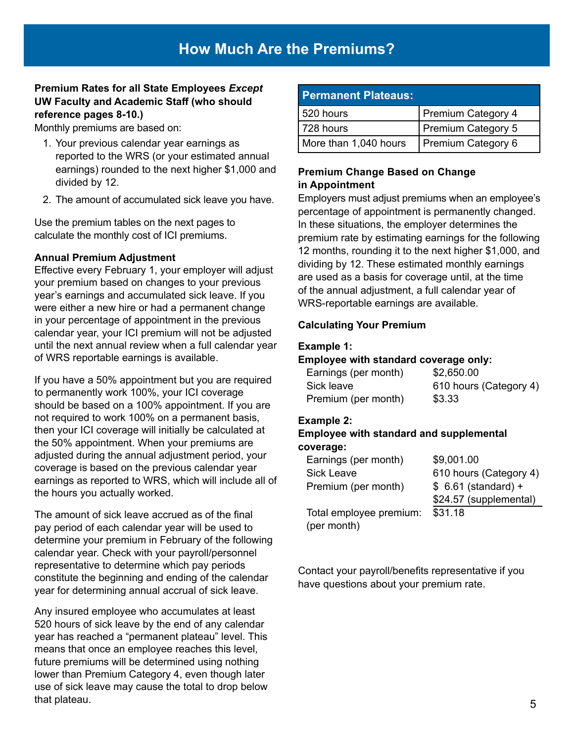# How Much Are the Premiums?

**Premium Rates for all State Employees *Except* UW Faculty and Academic Staff (who should reference pages 8-10.)**

Monthly premiums are based on:

1. Your previous calendar year earnings as reported to the WRS (or your estimated annual earnings) rounded to the next higher $1,000 and divided by 12.
2. The amount of accumulated sick leave you have.

Use the premium tables on the next pages to calculate the monthly cost of ICI premiums.

**Annual Premium Adjustment**

Effective every February 1, your employer will adjust your premium based on changes to your previous year's earnings and accumulated sick leave. If you were either a new hire or had a permanent change in your percentage of appointment in the previous calendar year, your ICI premium will not be adjusted until the next annual review when a full calendar year of WRS reportable earnings is available.

If you have a 50% appointment but you are required to permanently work 100%, your ICI coverage should be based on a 100% appointment. If you are not required to work 100% on a permanent basis, then your ICI coverage will initially be calculated at the 50% appointment. When your premiums are adjusted during the annual adjustment period, your coverage is based on the previous calendar year earnings as reported to WRS, which will include all of the hours you actually worked.

The amount of sick leave accrued as of the final pay period of each calendar year will be used to determine your premium in February of the following calendar year. Check with your payroll/personnel representative to determine which pay periods constitute the beginning and ending of the calendar year for determining annual accrual of sick leave.

Any insured employee who accumulates at least 520 hours of sick leave by the end of any calendar year has reached a "permanent plateau" level. This means that once an employee reaches this level, future premiums will be determined using nothing lower than Premium Category 4, even though later use of sick leave may cause the total to drop below that plateau.

| Permanent Plateaus: | |
|---|---|
| 520 hours | Premium Category 4 |
| 728 hours | Premium Category 5 |
| More than 1,040 hours | Premium Category 6 |

**Premium Change Based on Change in Appointment**

Employers must adjust premiums when an employee's percentage of appointment is permanently changed. In these situations, the employer determines the premium rate by estimating earnings for the following 12 months, rounding it to the next higher $1,000, and dividing by 12. These estimated monthly earnings are used as a basis for coverage until, at the time of the annual adjustment, a full calendar year of WRS-reportable earnings are available.

**Calculating Your Premium**

**Example 1:**
**Employee with standard coverage only:**

| | |
|---|---|
| Earnings (per month) | $2,650.00 |
| Sick leave | 610 hours (Category 4) |
| Premium (per month) | $3.33 |

**Example 2:**
**Employee with standard and supplemental coverage:**

| | |
|---|---|
| Earnings (per month) | $9,001.00 |
| Sick Leave | 610 hours (Category 4) |
| Premium (per month) | $ 6.61 (standard) + $24.57 (supplemental) |
| Total employee premium: (per month) | $31.18 |

Contact your payroll/benefits representative if you have questions about your premium rate.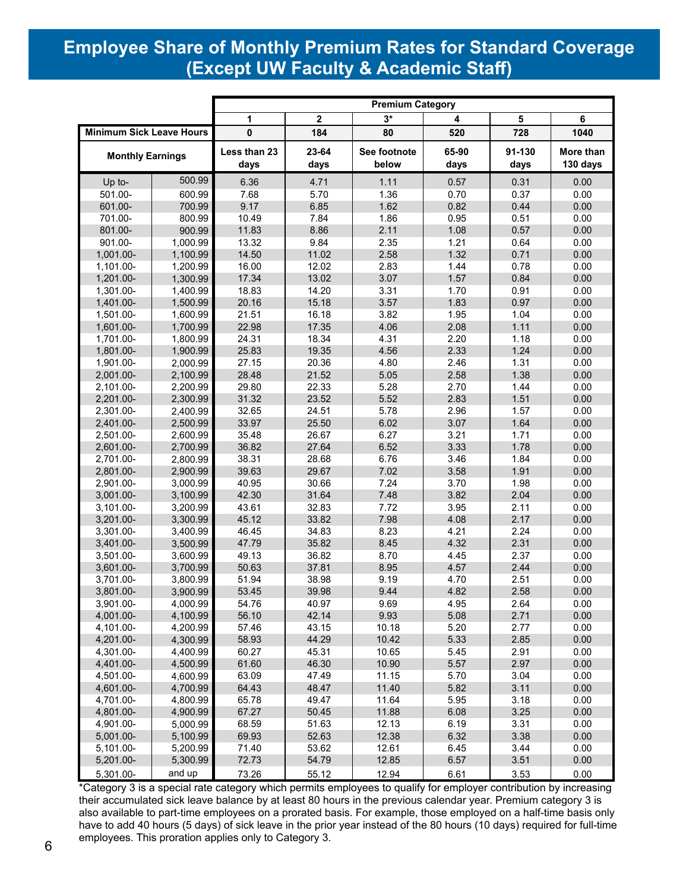# Employee Share of Monthly Premium Rates for Standard Coverage (Except UW Faculty & Academic Staff)

| | | Premium Category | | | | | |
|---|---|---|---|---|---|---|---|
| | | 1 | 2 | 3* | 4 | 5 | 6 |
| Minimum Sick Leave Hours | | 0 | 184 | 80 | 520 | 728 | 1040 |
| Monthly Earnings | | Less than 23 days | 23-64 days | See footnote below | 65-90 days | 91-130 days | More than 130 days |
| Up to- | 500.99 | 6.36 | 4.71 | 1.11 | 0.57 | 0.31 | 0.00 |
| 501.00- | 600.99 | 7.68 | 5.70 | 1.36 | 0.70 | 0.37 | 0.00 |
| 601.00- | 700.99 | 9.17 | 6.85 | 1.62 | 0.82 | 0.44 | 0.00 |
| 701.00- | 800.99 | 10.49 | 7.84 | 1.86 | 0.95 | 0.51 | 0.00 |
| 801.00- | 900.99 | 11.83 | 8.86 | 2.11 | 1.08 | 0.57 | 0.00 |
| 901.00- | 1,000.99 | 13.32 | 9.84 | 2.35 | 1.21 | 0.64 | 0.00 |
| 1,001.00- | 1,100.99 | 14.50 | 11.02 | 2.58 | 1.32 | 0.71 | 0.00 |
| 1,101.00- | 1,200.99 | 16.00 | 12.02 | 2.83 | 1.44 | 0.78 | 0.00 |
| 1,201.00- | 1,300.99 | 17.34 | 13.02 | 3.07 | 1.57 | 0.84 | 0.00 |
| 1,301.00- | 1,400.99 | 18.83 | 14.20 | 3.31 | 1.70 | 0.91 | 0.00 |
| 1,401.00- | 1,500.99 | 20.16 | 15.18 | 3.57 | 1.83 | 0.97 | 0.00 |
| 1,501.00- | 1,600.99 | 21.51 | 16.18 | 3.82 | 1.95 | 1.04 | 0.00 |
| 1,601.00- | 1,700.99 | 22.98 | 17.35 | 4.06 | 2.08 | 1.11 | 0.00 |
| 1,701.00- | 1,800.99 | 24.31 | 18.34 | 4.31 | 2.20 | 1.18 | 0.00 |
| 1,801.00- | 1,900.99 | 25.83 | 19.35 | 4.56 | 2.33 | 1.24 | 0.00 |
| 1,901.00- | 2,000.99 | 27.15 | 20.36 | 4.80 | 2.46 | 1.31 | 0.00 |
| 2,001.00- | 2,100.99 | 28.48 | 21.52 | 5.05 | 2.58 | 1.38 | 0.00 |
| 2,101.00- | 2,200.99 | 29.80 | 22.33 | 5.28 | 2.70 | 1.44 | 0.00 |
| 2,201.00- | 2,300.99 | 31.32 | 23.52 | 5.52 | 2.83 | 1.51 | 0.00 |
| 2,301.00- | 2,400.99 | 32.65 | 24.51 | 5.78 | 2.96 | 1.57 | 0.00 |
| 2,401.00- | 2,500.99 | 33.97 | 25.50 | 6.02 | 3.07 | 1.64 | 0.00 |
| 2,501.00- | 2,600.99 | 35.48 | 26.67 | 6.27 | 3.21 | 1.71 | 0.00 |
| 2,601.00- | 2,700.99 | 36.82 | 27.64 | 6.52 | 3.33 | 1.78 | 0.00 |
| 2,701.00- | 2,800.99 | 38.31 | 28.68 | 6.76 | 3.46 | 1.84 | 0.00 |
| 2,801.00- | 2,900.99 | 39.63 | 29.67 | 7.02 | 3.58 | 1.91 | 0.00 |
| 2,901.00- | 3,000.99 | 40.95 | 30.66 | 7.24 | 3.70 | 1.98 | 0.00 |
| 3,001.00- | 3,100.99 | 42.30 | 31.64 | 7.48 | 3.82 | 2.04 | 0.00 |
| 3,101.00- | 3,200.99 | 43.61 | 32.83 | 7.72 | 3.95 | 2.11 | 0.00 |
| 3,201.00- | 3,300.99 | 45.12 | 33.82 | 7.98 | 4.08 | 2.17 | 0.00 |
| 3,301.00- | 3,400.99 | 46.45 | 34.83 | 8.23 | 4.21 | 2.24 | 0.00 |
| 3,401.00- | 3,500.99 | 47.79 | 35.82 | 8.45 | 4.32 | 2.31 | 0.00 |
| 3,501.00- | 3,600.99 | 49.13 | 36.82 | 8.70 | 4.45 | 2.37 | 0.00 |
| 3,601.00- | 3,700.99 | 50.63 | 37.81 | 8.95 | 4.57 | 2.44 | 0.00 |
| 3,701.00- | 3,800.99 | 51.94 | 38.98 | 9.19 | 4.70 | 2.51 | 0.00 |
| 3,801.00- | 3,900.99 | 53.45 | 39.98 | 9.44 | 4.82 | 2.58 | 0.00 |
| 3,901.00- | 4,000.99 | 54.76 | 40.97 | 9.69 | 4.95 | 2.64 | 0.00 |
| 4,001.00- | 4,100.99 | 56.10 | 42.14 | 9.93 | 5.08 | 2.71 | 0.00 |
| 4,101.00- | 4,200.99 | 57.46 | 43.15 | 10.18 | 5.20 | 2.77 | 0.00 |
| 4,201.00- | 4,300.99 | 58.93 | 44.29 | 10.42 | 5.33 | 2.85 | 0.00 |
| 4,301.00- | 4,400.99 | 60.27 | 45.31 | 10.65 | 5.45 | 2.91 | 0.00 |
| 4,401.00- | 4,500.99 | 61.60 | 46.30 | 10.90 | 5.57 | 2.97 | 0.00 |
| 4,501.00- | 4,600.99 | 63.09 | 47.49 | 11.15 | 5.70 | 3.04 | 0.00 |
| 4,601.00- | 4,700.99 | 64.43 | 48.47 | 11.40 | 5.82 | 3.11 | 0.00 |
| 4,701.00- | 4,800.99 | 65.78 | 49.47 | 11.64 | 5.95 | 3.18 | 0.00 |
| 4,801.00- | 4,900.99 | 67.27 | 50.45 | 11.88 | 6.08 | 3.25 | 0.00 |
| 4,901.00- | 5,000.99 | 68.59 | 51.63 | 12.13 | 6.19 | 3.31 | 0.00 |
| 5,001.00- | 5,100.99 | 69.93 | 52.63 | 12.38 | 6.32 | 3.38 | 0.00 |
| 5,101.00- | 5,200.99 | 71.40 | 53.62 | 12.61 | 6.45 | 3.44 | 0.00 |
| 5,201.00- | 5,300.99 | 72.73 | 54.79 | 12.85 | 6.57 | 3.51 | 0.00 |
| 5,301.00- | and up | 73.26 | 55.12 | 12.94 | 6.61 | 3.53 | 0.00 |

*Category 3 is a special rate category which permits employees to qualify for employer contribution by increasing their accumulated sick leave balance by at least 80 hours in the previous calendar year. Premium category 3 is also available to part-time employees on a prorated basis. For example, those employed on a half-time basis only have to add 40 hours (5 days) of sick leave in the prior year instead of the 80 hours (10 days) required for full-time employees. This proration applies only to Category 3.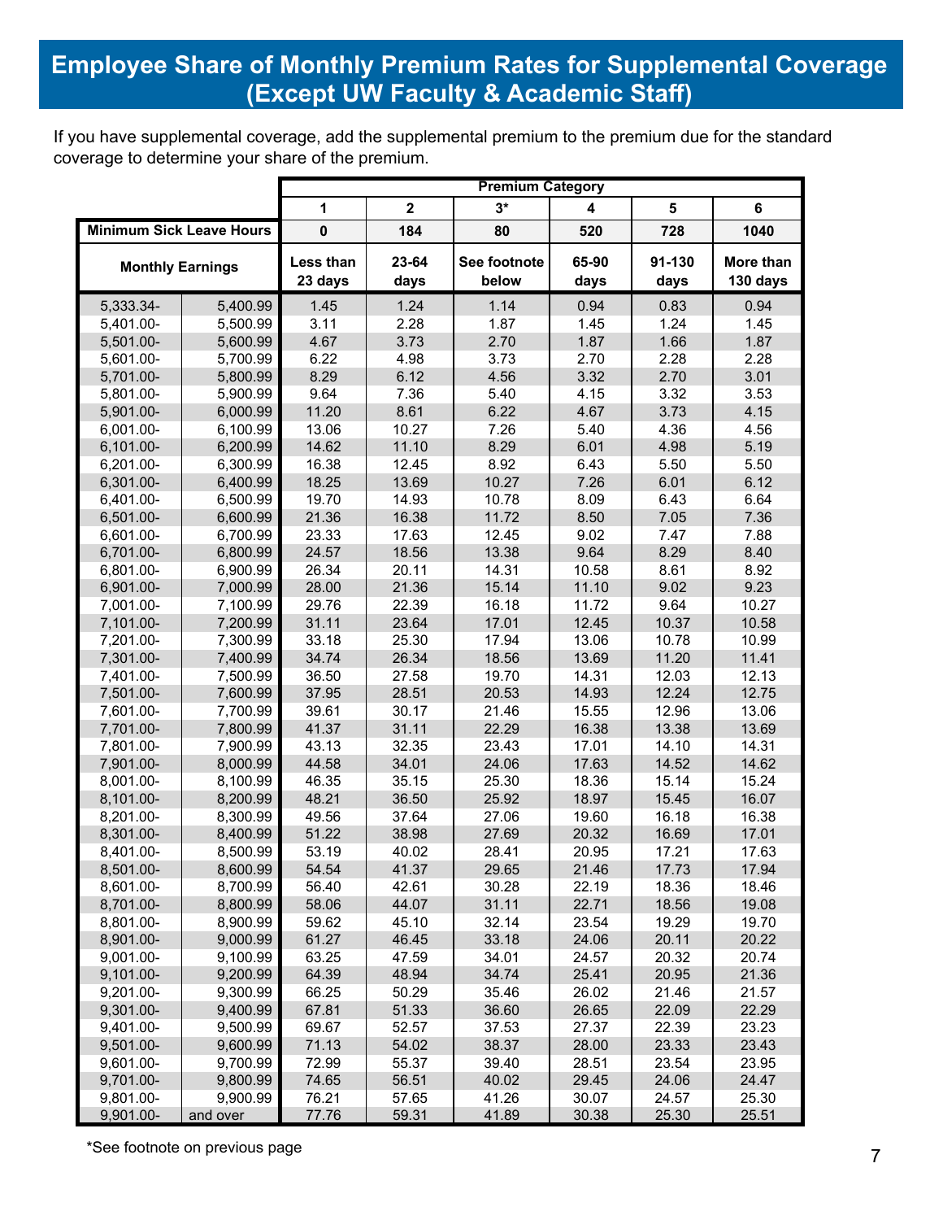# Employee Share of Monthly Premium Rates for Supplemental Coverage (Except UW Faculty & Academic Staff)

If you have supplemental coverage, add the supplemental premium to the premium due for the standard coverage to determine your share of the premium.

| | | Premium Category | | | | | |
|---|---|---|---|---|---|---|---|
| | | 1 | 2 | 3* | 4 | 5 | 6 |
| Minimum Sick Leave Hours | | 0 | 184 | 80 | 520 | 728 | 1040 |
| Monthly Earnings | | Less than 23 days | 23-64 days | See footnote below | 65-90 days | 91-130 days | More than 130 days |
| 5,333.34- | 5,400.99 | 1.45 | 1.24 | 1.14 | 0.94 | 0.83 | 0.94 |
| 5,401.00- | 5,500.99 | 3.11 | 2.28 | 1.87 | 1.45 | 1.24 | 1.45 |
| 5,501.00- | 5,600.99 | 4.67 | 3.73 | 2.70 | 1.87 | 1.66 | 1.87 |
| 5,601.00- | 5,700.99 | 6.22 | 4.98 | 3.73 | 2.70 | 2.28 | 2.28 |
| 5,701.00- | 5,800.99 | 8.29 | 6.12 | 4.56 | 3.32 | 2.70 | 3.01 |
| 5,801.00- | 5,900.99 | 9.64 | 7.36 | 5.40 | 4.15 | 3.32 | 3.53 |
| 5,901.00- | 6,000.99 | 11.20 | 8.61 | 6.22 | 4.67 | 3.73 | 4.15 |
| 6,001.00- | 6,100.99 | 13.06 | 10.27 | 7.26 | 5.40 | 4.36 | 4.56 |
| 6,101.00- | 6,200.99 | 14.62 | 11.10 | 8.29 | 6.01 | 4.98 | 5.19 |
| 6,201.00- | 6,300.99 | 16.38 | 12.45 | 8.92 | 6.43 | 5.50 | 5.50 |
| 6,301.00- | 6,400.99 | 18.25 | 13.69 | 10.27 | 7.26 | 6.01 | 6.12 |
| 6,401.00- | 6,500.99 | 19.70 | 14.93 | 10.78 | 8.09 | 6.43 | 6.64 |
| 6,501.00- | 6,600.99 | 21.36 | 16.38 | 11.72 | 8.50 | 7.05 | 7.36 |
| 6,601.00- | 6,700.99 | 23.33 | 17.63 | 12.45 | 9.02 | 7.47 | 7.88 |
| 6,701.00- | 6,800.99 | 24.57 | 18.56 | 13.38 | 9.64 | 8.29 | 8.40 |
| 6,801.00- | 6,900.99 | 26.34 | 20.11 | 14.31 | 10.58 | 8.61 | 8.92 |
| 6,901.00- | 7,000.99 | 28.00 | 21.36 | 15.14 | 11.10 | 9.02 | 9.23 |
| 7,001.00- | 7,100.99 | 29.76 | 22.39 | 16.18 | 11.72 | 9.64 | 10.27 |
| 7,101.00- | 7,200.99 | 31.11 | 23.64 | 17.01 | 12.45 | 10.37 | 10.58 |
| 7,201.00- | 7,300.99 | 33.18 | 25.30 | 17.94 | 13.06 | 10.78 | 10.99 |
| 7,301.00- | 7,400.99 | 34.74 | 26.34 | 18.56 | 13.69 | 11.20 | 11.41 |
| 7,401.00- | 7,500.99 | 36.50 | 27.58 | 19.70 | 14.31 | 12.03 | 12.13 |
| 7,501.00- | 7,600.99 | 37.95 | 28.51 | 20.53 | 14.93 | 12.24 | 12.75 |
| 7,601.00- | 7,700.99 | 39.61 | 30.17 | 21.46 | 15.55 | 12.96 | 13.06 |
| 7,701.00- | 7,800.99 | 41.37 | 31.11 | 22.29 | 16.38 | 13.38 | 13.69 |
| 7,801.00- | 7,900.99 | 43.13 | 32.35 | 23.43 | 17.01 | 14.10 | 14.31 |
| 7,901.00- | 8,000.99 | 44.58 | 34.01 | 24.06 | 17.63 | 14.52 | 14.62 |
| 8,001.00- | 8,100.99 | 46.35 | 35.15 | 25.30 | 18.36 | 15.14 | 15.24 |
| 8,101.00- | 8,200.99 | 48.21 | 36.50 | 25.92 | 18.97 | 15.45 | 16.07 |
| 8,201.00- | 8,300.99 | 49.56 | 37.64 | 27.06 | 19.60 | 16.18 | 16.38 |
| 8,301.00- | 8,400.99 | 51.22 | 38.98 | 27.69 | 20.32 | 16.69 | 17.01 |
| 8,401.00- | 8,500.99 | 53.19 | 40.02 | 28.41 | 20.95 | 17.21 | 17.63 |
| 8,501.00- | 8,600.99 | 54.54 | 41.37 | 29.65 | 21.46 | 17.73 | 17.94 |
| 8,601.00- | 8,700.99 | 56.40 | 42.61 | 30.28 | 22.19 | 18.36 | 18.46 |
| 8,701.00- | 8,800.99 | 58.06 | 44.07 | 31.11 | 22.71 | 18.56 | 19.08 |
| 8,801.00- | 8,900.99 | 59.62 | 45.10 | 32.14 | 23.54 | 19.29 | 19.70 |
| 8,901.00- | 9,000.99 | 61.27 | 46.45 | 33.18 | 24.06 | 20.11 | 20.22 |
| 9,001.00- | 9,100.99 | 63.25 | 47.59 | 34.01 | 24.57 | 20.32 | 20.74 |
| 9,101.00- | 9,200.99 | 64.39 | 48.94 | 34.74 | 25.41 | 20.95 | 21.36 |
| 9,201.00- | 9,300.99 | 66.25 | 50.29 | 35.46 | 26.02 | 21.46 | 21.57 |
| 9,301.00- | 9,400.99 | 67.81 | 51.33 | 36.60 | 26.65 | 22.09 | 22.29 |
| 9,401.00- | 9,500.99 | 69.67 | 52.57 | 37.53 | 27.37 | 22.39 | 23.23 |
| 9,501.00- | 9,600.99 | 71.13 | 54.02 | 38.37 | 28.00 | 23.33 | 23.43 |
| 9,601.00- | 9,700.99 | 72.99 | 55.37 | 39.40 | 28.51 | 23.54 | 23.95 |
| 9,701.00- | 9,800.99 | 74.65 | 56.51 | 40.02 | 29.45 | 24.06 | 24.47 |
| 9,801.00- | 9,900.99 | 76.21 | 57.65 | 41.26 | 30.07 | 24.57 | 25.30 |
| 9,901.00- | and over | 77.76 | 59.31 | 41.89 | 30.38 | 25.30 | 25.51 |

*See footnote on previous page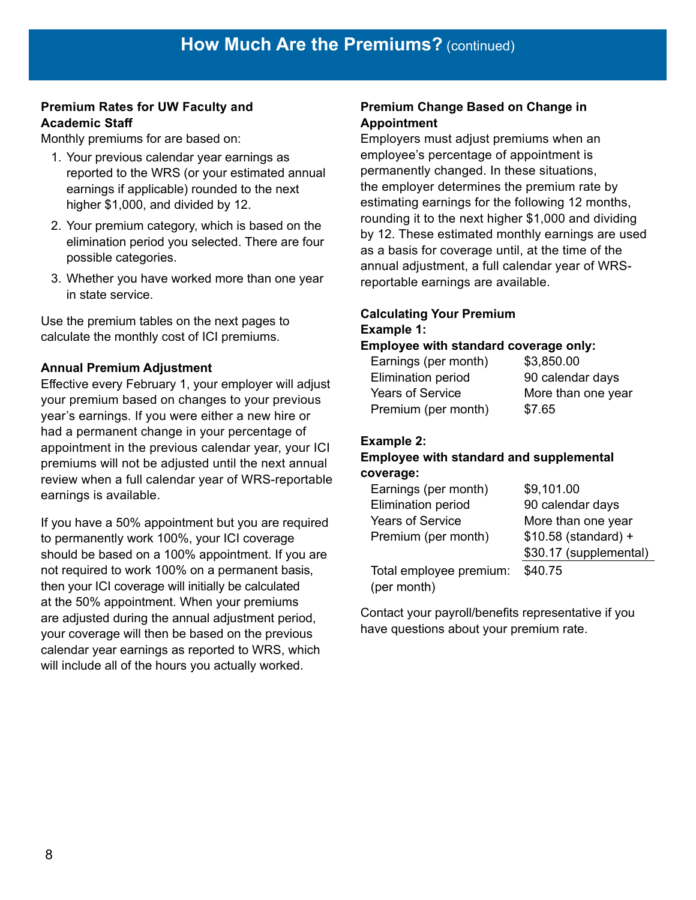## How Much Are the Premiums? (continued)

**Premium Rates for UW Faculty and Academic Staff**

Monthly premiums for are based on:

1. Your previous calendar year earnings as reported to the WRS (or your estimated annual earnings if applicable) rounded to the next higher $1,000, and divided by 12.
2. Your premium category, which is based on the elimination period you selected. There are four possible categories.
3. Whether you have worked more than one year in state service.

Use the premium tables on the next pages to calculate the monthly cost of ICI premiums.

**Annual Premium Adjustment**

Effective every February 1, your employer will adjust your premium based on changes to your previous year's earnings. If you were either a new hire or had a permanent change in your percentage of appointment in the previous calendar year, your ICI premiums will not be adjusted until the next annual review when a full calendar year of WRS-reportable earnings is available.

If you have a 50% appointment but you are required to permanently work 100%, your ICI coverage should be based on a 100% appointment. If you are not required to work 100% on a permanent basis, then your ICI coverage will initially be calculated at the 50% appointment. When your premiums are adjusted during the annual adjustment period, your coverage will then be based on the previous calendar year earnings as reported to WRS, which will include all of the hours you actually worked.

**Premium Change Based on Change in Appointment**

Employers must adjust premiums when an employee's percentage of appointment is permanently changed. In these situations, the employer determines the premium rate by estimating earnings for the following 12 months, rounding it to the next higher $1,000 and dividing by 12. These estimated monthly earnings are used as a basis for coverage until, at the time of the annual adjustment, a full calendar year of WRS-reportable earnings are available.

**Calculating Your Premium**

**Example 1:**

**Employee with standard coverage only:**

| | |
|---|---|
| Earnings (per month) | $3,850.00 |
| Elimination period | 90 calendar days |
| Years of Service | More than one year |
| Premium (per month) | $7.65 |

**Example 2:**

**Employee with standard and supplemental coverage:**

| | |
|---|---|
| Earnings (per month) | $9,101.00 |
| Elimination period | 90 calendar days |
| Years of Service | More than one year |
| Premium (per month) | $10.58 (standard) + $30.17 (supplemental) |
| Total employee premium: (per month) | $40.75 |

Contact your payroll/benefits representative if you have questions about your premium rate.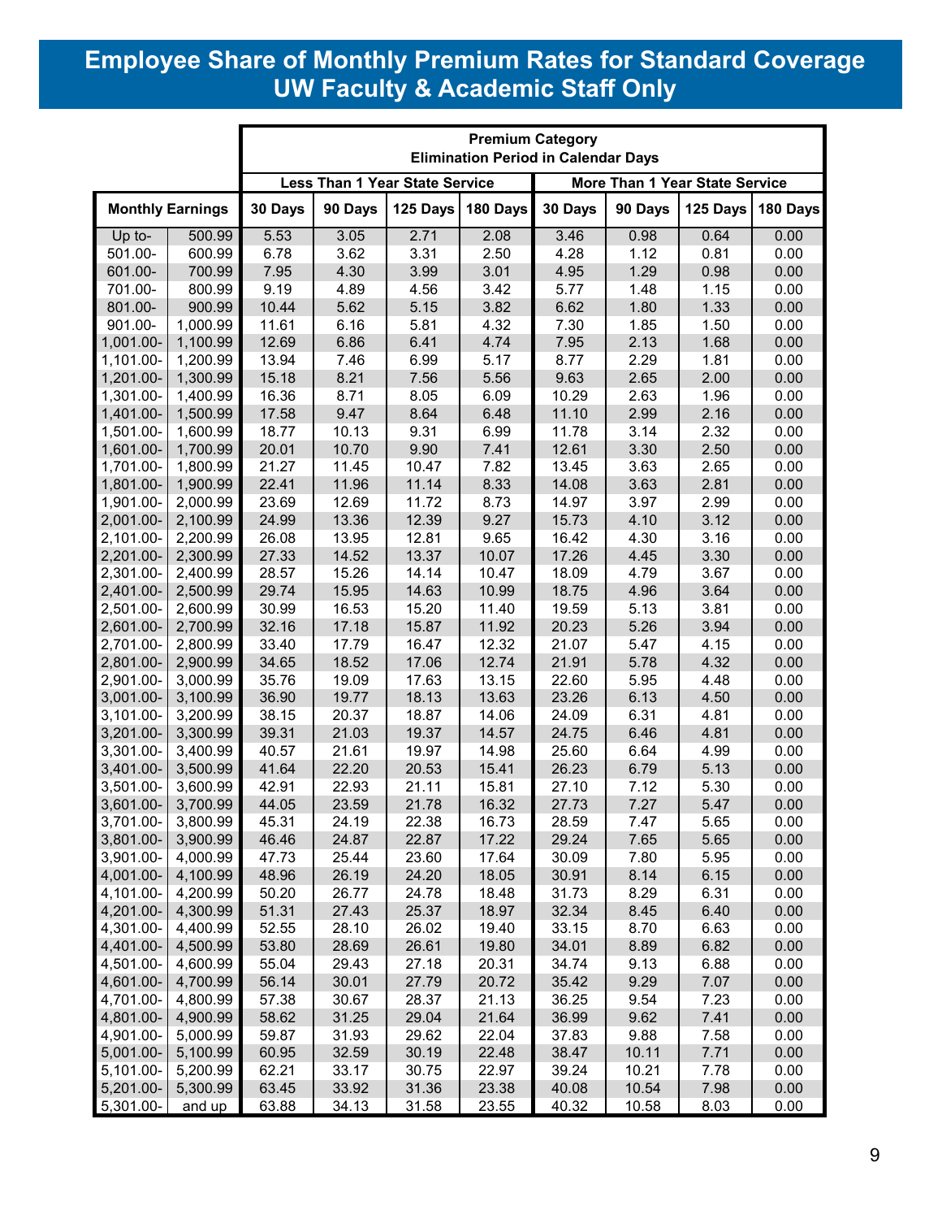# Employee Share of Monthly Premium Rates for Standard Coverage UW Faculty & Academic Staff Only

| Monthly Earnings | | Premium Category Elimination Period in Calendar Days | | | | | | | |
|---|---|---|---|---|---|---|---|---|---|
| | | Less Than 1 Year State Service | | | | More Than 1 Year State Service | | | |
| | | 30 Days | 90 Days | 125 Days | 180 Days | 30 Days | 90 Days | 125 Days | 180 Days |
| Up to- | 500.99 | 5.53 | 3.05 | 2.71 | 2.08 | 3.46 | 0.98 | 0.64 | 0.00 |
| 501.00- | 600.99 | 6.78 | 3.62 | 3.31 | 2.50 | 4.28 | 1.12 | 0.81 | 0.00 |
| 601.00- | 700.99 | 7.95 | 4.30 | 3.99 | 3.01 | 4.95 | 1.29 | 0.98 | 0.00 |
| 701.00- | 800.99 | 9.19 | 4.89 | 4.56 | 3.42 | 5.77 | 1.48 | 1.15 | 0.00 |
| 801.00- | 900.99 | 10.44 | 5.62 | 5.15 | 3.82 | 6.62 | 1.80 | 1.33 | 0.00 |
| 901.00- | 1,000.99 | 11.61 | 6.16 | 5.81 | 4.32 | 7.30 | 1.85 | 1.50 | 0.00 |
| 1,001.00- | 1,100.99 | 12.69 | 6.86 | 6.41 | 4.74 | 7.95 | 2.13 | 1.68 | 0.00 |
| 1,101.00- | 1,200.99 | 13.94 | 7.46 | 6.99 | 5.17 | 8.77 | 2.29 | 1.81 | 0.00 |
| 1,201.00- | 1,300.99 | 15.18 | 8.21 | 7.56 | 5.56 | 9.63 | 2.65 | 2.00 | 0.00 |
| 1,301.00- | 1,400.99 | 16.36 | 8.71 | 8.05 | 6.09 | 10.29 | 2.63 | 1.96 | 0.00 |
| 1,401.00- | 1,500.99 | 17.58 | 9.47 | 8.64 | 6.48 | 11.10 | 2.99 | 2.16 | 0.00 |
| 1,501.00- | 1,600.99 | 18.77 | 10.13 | 9.31 | 6.99 | 11.78 | 3.14 | 2.32 | 0.00 |
| 1,601.00- | 1,700.99 | 20.01 | 10.70 | 9.90 | 7.41 | 12.61 | 3.30 | 2.50 | 0.00 |
| 1,701.00- | 1,800.99 | 21.27 | 11.45 | 10.47 | 7.82 | 13.45 | 3.63 | 2.65 | 0.00 |
| 1,801.00- | 1,900.99 | 22.41 | 11.96 | 11.14 | 8.33 | 14.08 | 3.63 | 2.81 | 0.00 |
| 1,901.00- | 2,000.99 | 23.69 | 12.69 | 11.72 | 8.73 | 14.97 | 3.97 | 2.99 | 0.00 |
| 2,001.00- | 2,100.99 | 24.99 | 13.36 | 12.39 | 9.27 | 15.73 | 4.10 | 3.12 | 0.00 |
| 2,101.00- | 2,200.99 | 26.08 | 13.95 | 12.81 | 9.65 | 16.42 | 4.30 | 3.16 | 0.00 |
| 2,201.00- | 2,300.99 | 27.33 | 14.52 | 13.37 | 10.07 | 17.26 | 4.45 | 3.30 | 0.00 |
| 2,301.00- | 2,400.99 | 28.57 | 15.26 | 14.14 | 10.47 | 18.09 | 4.79 | 3.67 | 0.00 |
| 2,401.00- | 2,500.99 | 29.74 | 15.95 | 14.63 | 10.99 | 18.75 | 4.96 | 3.64 | 0.00 |
| 2,501.00- | 2,600.99 | 30.99 | 16.53 | 15.20 | 11.40 | 19.59 | 5.13 | 3.81 | 0.00 |
| 2,601.00- | 2,700.99 | 32.16 | 17.18 | 15.87 | 11.92 | 20.23 | 5.26 | 3.94 | 0.00 |
| 2,701.00- | 2,800.99 | 33.40 | 17.79 | 16.47 | 12.32 | 21.07 | 5.47 | 4.15 | 0.00 |
| 2,801.00- | 2,900.99 | 34.65 | 18.52 | 17.06 | 12.74 | 21.91 | 5.78 | 4.32 | 0.00 |
| 2,901.00- | 3,000.99 | 35.76 | 19.09 | 17.63 | 13.15 | 22.60 | 5.95 | 4.48 | 0.00 |
| 3,001.00- | 3,100.99 | 36.90 | 19.77 | 18.13 | 13.63 | 23.26 | 6.13 | 4.50 | 0.00 |
| 3,101.00- | 3,200.99 | 38.15 | 20.37 | 18.87 | 14.06 | 24.09 | 6.31 | 4.81 | 0.00 |
| 3,201.00- | 3,300.99 | 39.31 | 21.03 | 19.37 | 14.57 | 24.75 | 6.46 | 4.81 | 0.00 |
| 3,301.00- | 3,400.99 | 40.57 | 21.61 | 19.97 | 14.98 | 25.60 | 6.64 | 4.99 | 0.00 |
| 3,401.00- | 3,500.99 | 41.64 | 22.20 | 20.53 | 15.41 | 26.23 | 6.79 | 5.13 | 0.00 |
| 3,501.00- | 3,600.99 | 42.91 | 22.93 | 21.11 | 15.81 | 27.10 | 7.12 | 5.30 | 0.00 |
| 3,601.00- | 3,700.99 | 44.05 | 23.59 | 21.78 | 16.32 | 27.73 | 7.27 | 5.47 | 0.00 |
| 3,701.00- | 3,800.99 | 45.31 | 24.19 | 22.38 | 16.73 | 28.59 | 7.47 | 5.65 | 0.00 |
| 3,801.00- | 3,900.99 | 46.46 | 24.87 | 22.87 | 17.22 | 29.24 | 7.65 | 5.65 | 0.00 |
| 3,901.00- | 4,000.99 | 47.73 | 25.44 | 23.60 | 17.64 | 30.09 | 7.80 | 5.95 | 0.00 |
| 4,001.00- | 4,100.99 | 48.96 | 26.19 | 24.20 | 18.05 | 30.91 | 8.14 | 6.15 | 0.00 |
| 4,101.00- | 4,200.99 | 50.20 | 26.77 | 24.78 | 18.48 | 31.73 | 8.29 | 6.31 | 0.00 |
| 4,201.00- | 4,300.99 | 51.31 | 27.43 | 25.37 | 18.97 | 32.34 | 8.45 | 6.40 | 0.00 |
| 4,301.00- | 4,400.99 | 52.55 | 28.10 | 26.02 | 19.40 | 33.15 | 8.70 | 6.63 | 0.00 |
| 4,401.00- | 4,500.99 | 53.80 | 28.69 | 26.61 | 19.80 | 34.01 | 8.89 | 6.82 | 0.00 |
| 4,501.00- | 4,600.99 | 55.04 | 29.43 | 27.18 | 20.31 | 34.74 | 9.13 | 6.88 | 0.00 |
| 4,601.00- | 4,700.99 | 56.14 | 30.01 | 27.79 | 20.72 | 35.42 | 9.29 | 7.07 | 0.00 |
| 4,701.00- | 4,800.99 | 57.38 | 30.67 | 28.37 | 21.13 | 36.25 | 9.54 | 7.23 | 0.00 |
| 4,801.00- | 4,900.99 | 58.62 | 31.25 | 29.04 | 21.64 | 36.99 | 9.62 | 7.41 | 0.00 |
| 4,901.00- | 5,000.99 | 59.87 | 31.93 | 29.62 | 22.04 | 37.83 | 9.88 | 7.58 | 0.00 |
| 5,001.00- | 5,100.99 | 60.95 | 32.59 | 30.19 | 22.48 | 38.47 | 10.11 | 7.71 | 0.00 |
| 5,101.00- | 5,200.99 | 62.21 | 33.17 | 30.75 | 22.97 | 39.24 | 10.21 | 7.78 | 0.00 |
| 5,201.00- | 5,300.99 | 63.45 | 33.92 | 31.36 | 23.38 | 40.08 | 10.54 | 7.98 | 0.00 |
| 5,301.00- | and up | 63.88 | 34.13 | 31.58 | 23.55 | 40.32 | 10.58 | 8.03 | 0.00 |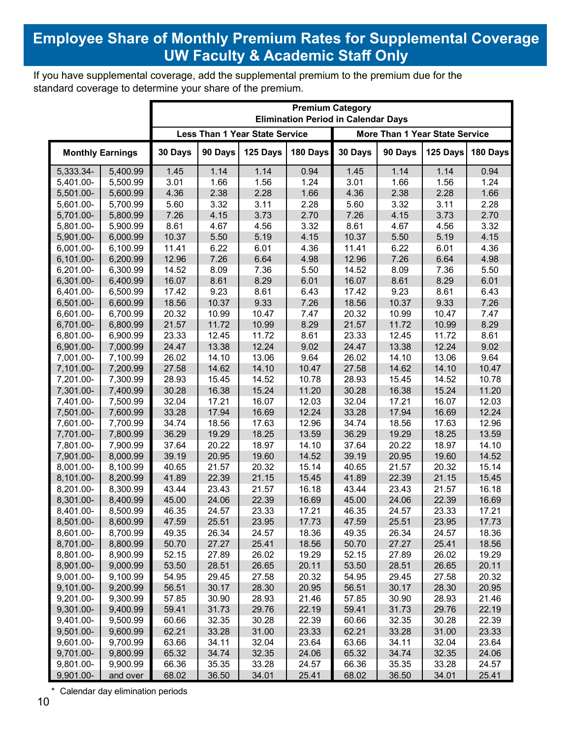# Employee Share of Monthly Premium Rates for Supplemental Coverage UW Faculty & Academic Staff Only

If you have supplemental coverage, add the supplemental premium to the premium due for the standard coverage to determine your share of the premium.

| | | Premium Category Elimination Period in Calendar Days | | | | | | | |
|---|---|---|---|---|---|---|---|---|---|
| | | Less Than 1 Year State Service | | | | More Than 1 Year State Service | | | |
| Monthly Earnings | | 30 Days | 90 Days | 125 Days | 180 Days | 30 Days | 90 Days | 125 Days | 180 Days |
| 5,333.34- | 5,400.99 | 1.45 | 1.14 | 1.14 | 0.94 | 1.45 | 1.14 | 1.14 | 0.94 |
| 5,401.00- | 5,500.99 | 3.01 | 1.66 | 1.56 | 1.24 | 3.01 | 1.66 | 1.56 | 1.24 |
| 5,501.00- | 5,600.99 | 4.36 | 2.38 | 2.28 | 1.66 | 4.36 | 2.38 | 2.28 | 1.66 |
| 5,601.00- | 5,700.99 | 5.60 | 3.32 | 3.11 | 2.28 | 5.60 | 3.32 | 3.11 | 2.28 |
| 5,701.00- | 5,800.99 | 7.26 | 4.15 | 3.73 | 2.70 | 7.26 | 4.15 | 3.73 | 2.70 |
| 5,801.00- | 5,900.99 | 8.61 | 4.67 | 4.56 | 3.32 | 8.61 | 4.67 | 4.56 | 3.32 |
| 5,901.00- | 6,000.99 | 10.37 | 5.50 | 5.19 | 4.15 | 10.37 | 5.50 | 5.19 | 4.15 |
| 6,001.00- | 6,100.99 | 11.41 | 6.22 | 6.01 | 4.36 | 11.41 | 6.22 | 6.01 | 4.36 |
| 6,101.00- | 6,200.99 | 12.96 | 7.26 | 6.64 | 4.98 | 12.96 | 7.26 | 6.64 | 4.98 |
| 6,201.00- | 6,300.99 | 14.52 | 8.09 | 7.36 | 5.50 | 14.52 | 8.09 | 7.36 | 5.50 |
| 6,301.00- | 6,400.99 | 16.07 | 8.61 | 8.29 | 6.01 | 16.07 | 8.61 | 8.29 | 6.01 |
| 6,401.00- | 6,500.99 | 17.42 | 9.23 | 8.61 | 6.43 | 17.42 | 9.23 | 8.61 | 6.43 |
| 6,501.00- | 6,600.99 | 18.56 | 10.37 | 9.33 | 7.26 | 18.56 | 10.37 | 9.33 | 7.26 |
| 6,601.00- | 6,700.99 | 20.32 | 10.99 | 10.47 | 7.47 | 20.32 | 10.99 | 10.47 | 7.47 |
| 6,701.00- | 6,800.99 | 21.57 | 11.72 | 10.99 | 8.29 | 21.57 | 11.72 | 10.99 | 8.29 |
| 6,801.00- | 6,900.99 | 23.33 | 12.45 | 11.72 | 8.61 | 23.33 | 12.45 | 11.72 | 8.61 |
| 6,901.00- | 7,000.99 | 24.47 | 13.38 | 12.24 | 9.02 | 24.47 | 13.38 | 12.24 | 9.02 |
| 7,001.00- | 7,100.99 | 26.02 | 14.10 | 13.06 | 9.64 | 26.02 | 14.10 | 13.06 | 9.64 |
| 7,101.00- | 7,200.99 | 27.58 | 14.62 | 14.10 | 10.47 | 27.58 | 14.62 | 14.10 | 10.47 |
| 7,201.00- | 7,300.99 | 28.93 | 15.45 | 14.52 | 10.78 | 28.93 | 15.45 | 14.52 | 10.78 |
| 7,301.00- | 7,400.99 | 30.28 | 16.38 | 15.24 | 11.20 | 30.28 | 16.38 | 15.24 | 11.20 |
| 7,401.00- | 7,500.99 | 32.04 | 17.21 | 16.07 | 12.03 | 32.04 | 17.21 | 16.07 | 12.03 |
| 7,501.00- | 7,600.99 | 33.28 | 17.94 | 16.69 | 12.24 | 33.28 | 17.94 | 16.69 | 12.24 |
| 7,601.00- | 7,700.99 | 34.74 | 18.56 | 17.63 | 12.96 | 34.74 | 18.56 | 17.63 | 12.96 |
| 7,701.00- | 7,800.99 | 36.29 | 19.29 | 18.25 | 13.59 | 36.29 | 19.29 | 18.25 | 13.59 |
| 7,801.00- | 7,900.99 | 37.64 | 20.22 | 18.97 | 14.10 | 37.64 | 20.22 | 18.97 | 14.10 |
| 7,901.00- | 8,000.99 | 39.19 | 20.95 | 19.60 | 14.52 | 39.19 | 20.95 | 19.60 | 14.52 |
| 8,001.00- | 8,100.99 | 40.65 | 21.57 | 20.32 | 15.14 | 40.65 | 21.57 | 20.32 | 15.14 |
| 8,101.00- | 8,200.99 | 41.89 | 22.39 | 21.15 | 15.45 | 41.89 | 22.39 | 21.15 | 15.45 |
| 8,201.00- | 8,300.99 | 43.44 | 23.43 | 21.57 | 16.18 | 43.44 | 23.43 | 21.57 | 16.18 |
| 8,301.00- | 8,400.99 | 45.00 | 24.06 | 22.39 | 16.69 | 45.00 | 24.06 | 22.39 | 16.69 |
| 8,401.00- | 8,500.99 | 46.35 | 24.57 | 23.33 | 17.21 | 46.35 | 24.57 | 23.33 | 17.21 |
| 8,501.00- | 8,600.99 | 47.59 | 25.51 | 23.95 | 17.73 | 47.59 | 25.51 | 23.95 | 17.73 |
| 8,601.00- | 8,700.99 | 49.35 | 26.34 | 24.57 | 18.36 | 49.35 | 26.34 | 24.57 | 18.36 |
| 8,701.00- | 8,800.99 | 50.70 | 27.27 | 25.41 | 18.56 | 50.70 | 27.27 | 25.41 | 18.56 |
| 8,801.00- | 8,900.99 | 52.15 | 27.89 | 26.02 | 19.29 | 52.15 | 27.89 | 26.02 | 19.29 |
| 8,901.00- | 9,000.99 | 53.50 | 28.51 | 26.65 | 20.11 | 53.50 | 28.51 | 26.65 | 20.11 |
| 9,001.00- | 9,100.99 | 54.95 | 29.45 | 27.58 | 20.32 | 54.95 | 29.45 | 27.58 | 20.32 |
| 9,101.00- | 9,200.99 | 56.51 | 30.17 | 28.30 | 20.95 | 56.51 | 30.17 | 28.30 | 20.95 |
| 9,201.00- | 9,300.99 | 57.85 | 30.90 | 28.93 | 21.46 | 57.85 | 30.90 | 28.93 | 21.46 |
| 9,301.00- | 9,400.99 | 59.41 | 31.73 | 29.76 | 22.19 | 59.41 | 31.73 | 29.76 | 22.19 |
| 9,401.00- | 9,500.99 | 60.66 | 32.35 | 30.28 | 22.39 | 60.66 | 32.35 | 30.28 | 22.39 |
| 9,501.00- | 9,600.99 | 62.21 | 33.28 | 31.00 | 23.33 | 62.21 | 33.28 | 31.00 | 23.33 |
| 9,601.00- | 9,700.99 | 63.66 | 34.11 | 32.04 | 23.64 | 63.66 | 34.11 | 32.04 | 23.64 |
| 9,701.00- | 9,800.99 | 65.32 | 34.74 | 32.35 | 24.06 | 65.32 | 34.74 | 32.35 | 24.06 |
| 9,801.00- | 9,900.99 | 66.36 | 35.35 | 33.28 | 24.57 | 66.36 | 35.35 | 33.28 | 24.57 |
| 9,901.00- | and over | 68.02 | 36.50 | 34.01 | 25.41 | 68.02 | 36.50 | 34.01 | 25.41 |

\* Calendar day elimination periods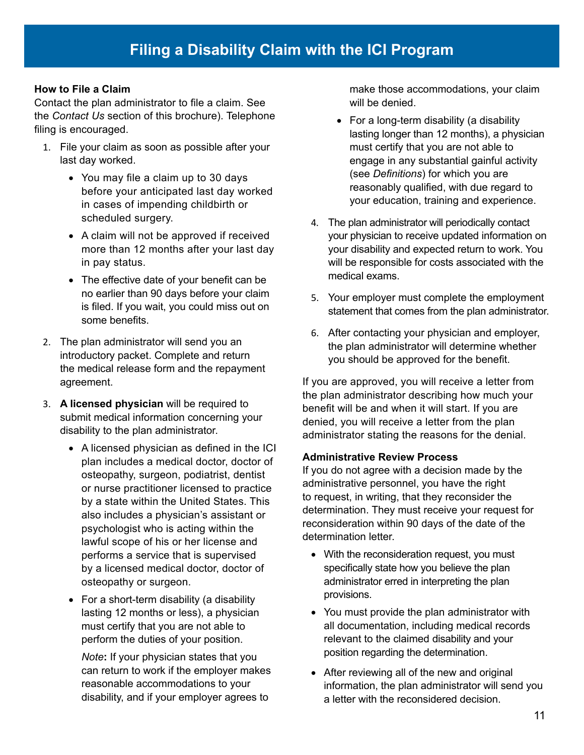# Filing a Disability Claim with the ICI Program

**How to File a Claim**

Contact the plan administrator to file a claim. See the *Contact Us* section of this brochure). Telephone filing is encouraged.

1. File your claim as soon as possible after your last day worked.
   - You may file a claim up to 30 days before your anticipated last day worked in cases of impending childbirth or scheduled surgery.
   - A claim will not be approved if received more than 12 months after your last day in pay status.
   - The effective date of your benefit can be no earlier than 90 days before your claim is filed. If you wait, you could miss out on some benefits.
2. The plan administrator will send you an introductory packet. Complete and return the medical release form and the repayment agreement.
3. **A licensed physician** will be required to submit medical information concerning your disability to the plan administrator.
   - A licensed physician as defined in the ICI plan includes a medical doctor, doctor of osteopathy, surgeon, podiatrist, dentist or nurse practitioner licensed to practice by a state within the United States. This also includes a physician's assistant or psychologist who is acting within the lawful scope of his or her license and performs a service that is supervised by a licensed medical doctor, doctor of osteopathy or surgeon.
   - For a short-term disability (a disability lasting 12 months or less), a physician must certify that you are not able to perform the duties of your position.

     *Note***:** If your physician states that you can return to work if the employer makes reasonable accommodations to your disability, and if your employer agrees to make those accommodations, your claim will be denied.
   - For a long-term disability (a disability lasting longer than 12 months), a physician must certify that you are not able to engage in any substantial gainful activity (see *Definitions*) for which you are reasonably qualified, with due regard to your education, training and experience.
4. The plan administrator will periodically contact your physician to receive updated information on your disability and expected return to work. You will be responsible for costs associated with the medical exams.
5. Your employer must complete the employment statement that comes from the plan administrator.
6. After contacting your physician and employer, the plan administrator will determine whether you should be approved for the benefit.

If you are approved, you will receive a letter from the plan administrator describing how much your benefit will be and when it will start. If you are denied, you will receive a letter from the plan administrator stating the reasons for the denial.

**Administrative Review Process**

If you do not agree with a decision made by the administrative personnel, you have the right to request, in writing, that they reconsider the determination. They must receive your request for reconsideration within 90 days of the date of the determination letter.

- With the reconsideration request, you must specifically state how you believe the plan administrator erred in interpreting the plan provisions.
- You must provide the plan administrator with all documentation, including medical records relevant to the claimed disability and your position regarding the determination.
- After reviewing all of the new and original information, the plan administrator will send you a letter with the reconsidered decision.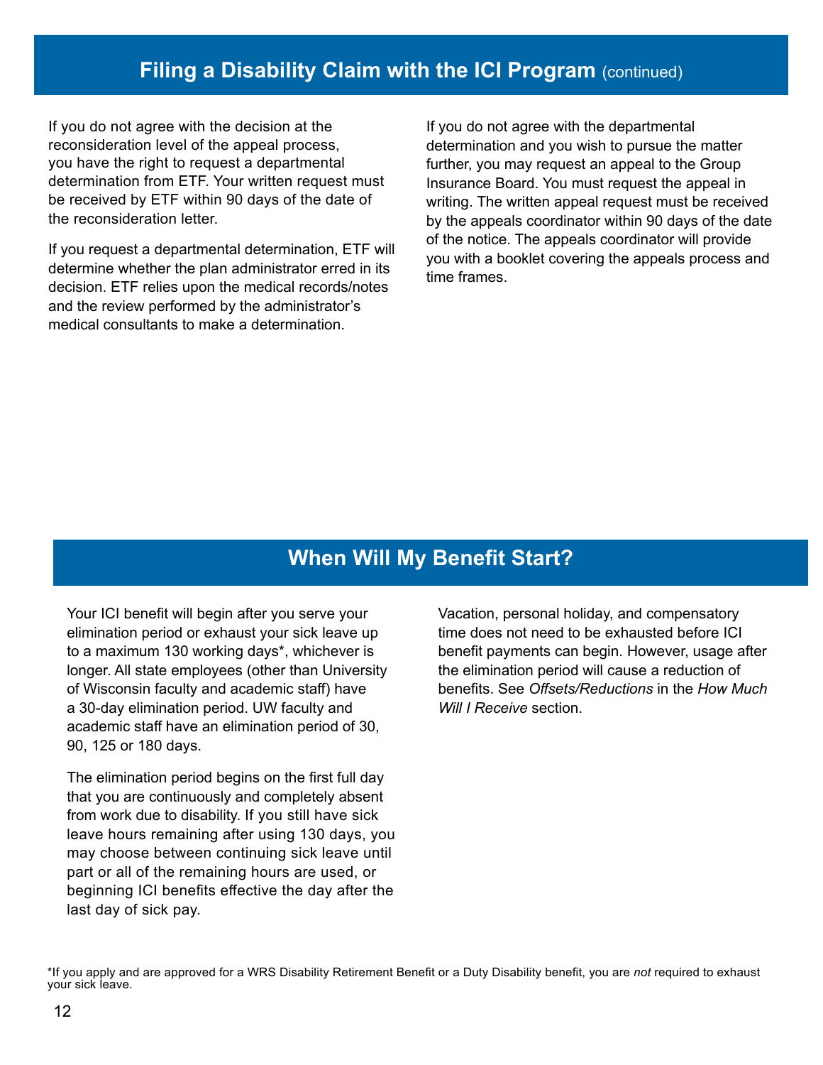## Filing a Disability Claim with the ICI Program (continued)

If you do not agree with the decision at the reconsideration level of the appeal process, you have the right to request a departmental determination from ETF. Your written request must be received by ETF within 90 days of the date of the reconsideration letter.

If you request a departmental determination, ETF will determine whether the plan administrator erred in its decision. ETF relies upon the medical records/notes and the review performed by the administrator's medical consultants to make a determination.

If you do not agree with the departmental determination and you wish to pursue the matter further, you may request an appeal to the Group Insurance Board. You must request the appeal in writing. The written appeal request must be received by the appeals coordinator within 90 days of the date of the notice. The appeals coordinator will provide you with a booklet covering the appeals process and time frames.

## When Will My Benefit Start?

Your ICI benefit will begin after you serve your elimination period or exhaust your sick leave up to a maximum 130 working days*, whichever is longer. All state employees (other than University of Wisconsin faculty and academic staff) have a 30-day elimination period. UW faculty and academic staff have an elimination period of 30, 90, 125 or 180 days.

The elimination period begins on the first full day that you are continuously and completely absent from work due to disability. If you still have sick leave hours remaining after using 130 days, you may choose between continuing sick leave until part or all of the remaining hours are used, or beginning ICI benefits effective the day after the last day of sick pay.

Vacation, personal holiday, and compensatory time does not need to be exhausted before ICI benefit payments can begin. However, usage after the elimination period will cause a reduction of benefits. See *Offsets/Reductions* in the *How Much Will I Receive* section.

*If you apply and are approved for a WRS Disability Retirement Benefit or a Duty Disability benefit, you are *not* required to exhaust your sick leave.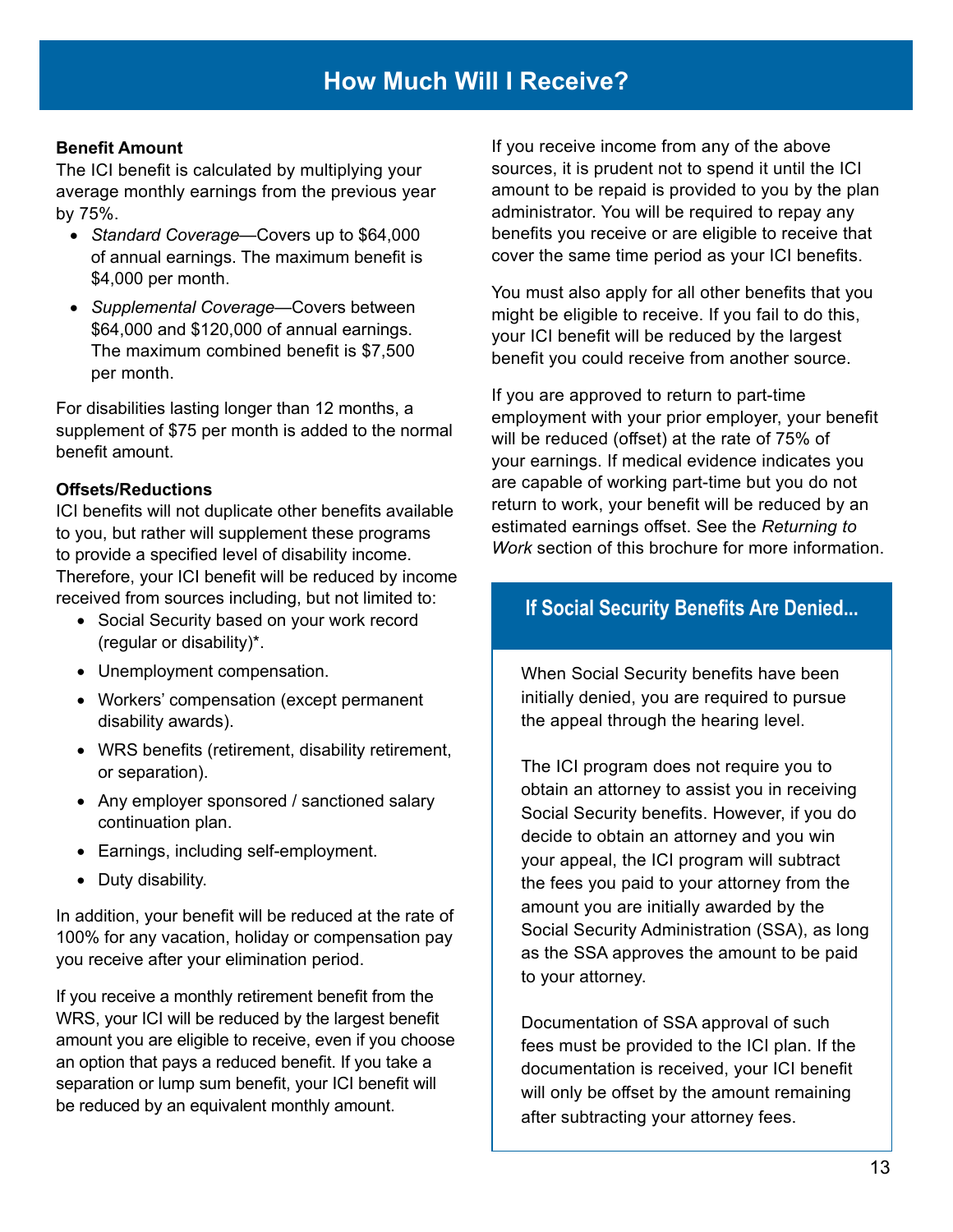# How Much Will I Receive?

**Benefit Amount**

The ICI benefit is calculated by multiplying your average monthly earnings from the previous year by 75%.

- *Standard Coverage*—Covers up to $64,000 of annual earnings. The maximum benefit is $4,000 per month.
- *Supplemental Coverage*—Covers between $64,000 and $120,000 of annual earnings. The maximum combined benefit is $7,500 per month.

For disabilities lasting longer than 12 months, a supplement of $75 per month is added to the normal benefit amount.

**Offsets/Reductions**

ICI benefits will not duplicate other benefits available to you, but rather will supplement these programs to provide a specified level of disability income. Therefore, your ICI benefit will be reduced by income received from sources including, but not limited to:

- Social Security based on your work record (regular or disability)*.
- Unemployment compensation.
- Workers' compensation (except permanent disability awards).
- WRS benefits (retirement, disability retirement, or separation).
- Any employer sponsored / sanctioned salary continuation plan.
- Earnings, including self-employment.
- Duty disability.

In addition, your benefit will be reduced at the rate of 100% for any vacation, holiday or compensation pay you receive after your elimination period.

If you receive a monthly retirement benefit from the WRS, your ICI will be reduced by the largest benefit amount you are eligible to receive, even if you choose an option that pays a reduced benefit. If you take a separation or lump sum benefit, your ICI benefit will be reduced by an equivalent monthly amount.

If you receive income from any of the above sources, it is prudent not to spend it until the ICI amount to be repaid is provided to you by the plan administrator. You will be required to repay any benefits you receive or are eligible to receive that cover the same time period as your ICI benefits.

You must also apply for all other benefits that you might be eligible to receive. If you fail to do this, your ICI benefit will be reduced by the largest benefit you could receive from another source.

If you are approved to return to part-time employment with your prior employer, your benefit will be reduced (offset) at the rate of 75% of your earnings. If medical evidence indicates you are capable of working part-time but you do not return to work, your benefit will be reduced by an estimated earnings offset. See the *Returning to Work* section of this brochure for more information.

## If Social Security Benefits Are Denied...

When Social Security benefits have been initially denied, you are required to pursue the appeal through the hearing level.

The ICI program does not require you to obtain an attorney to assist you in receiving Social Security benefits. However, if you do decide to obtain an attorney and you win your appeal, the ICI program will subtract the fees you paid to your attorney from the amount you are initially awarded by the Social Security Administration (SSA), as long as the SSA approves the amount to be paid to your attorney.

Documentation of SSA approval of such fees must be provided to the ICI plan. If the documentation is received, your ICI benefit will only be offset by the amount remaining after subtracting your attorney fees.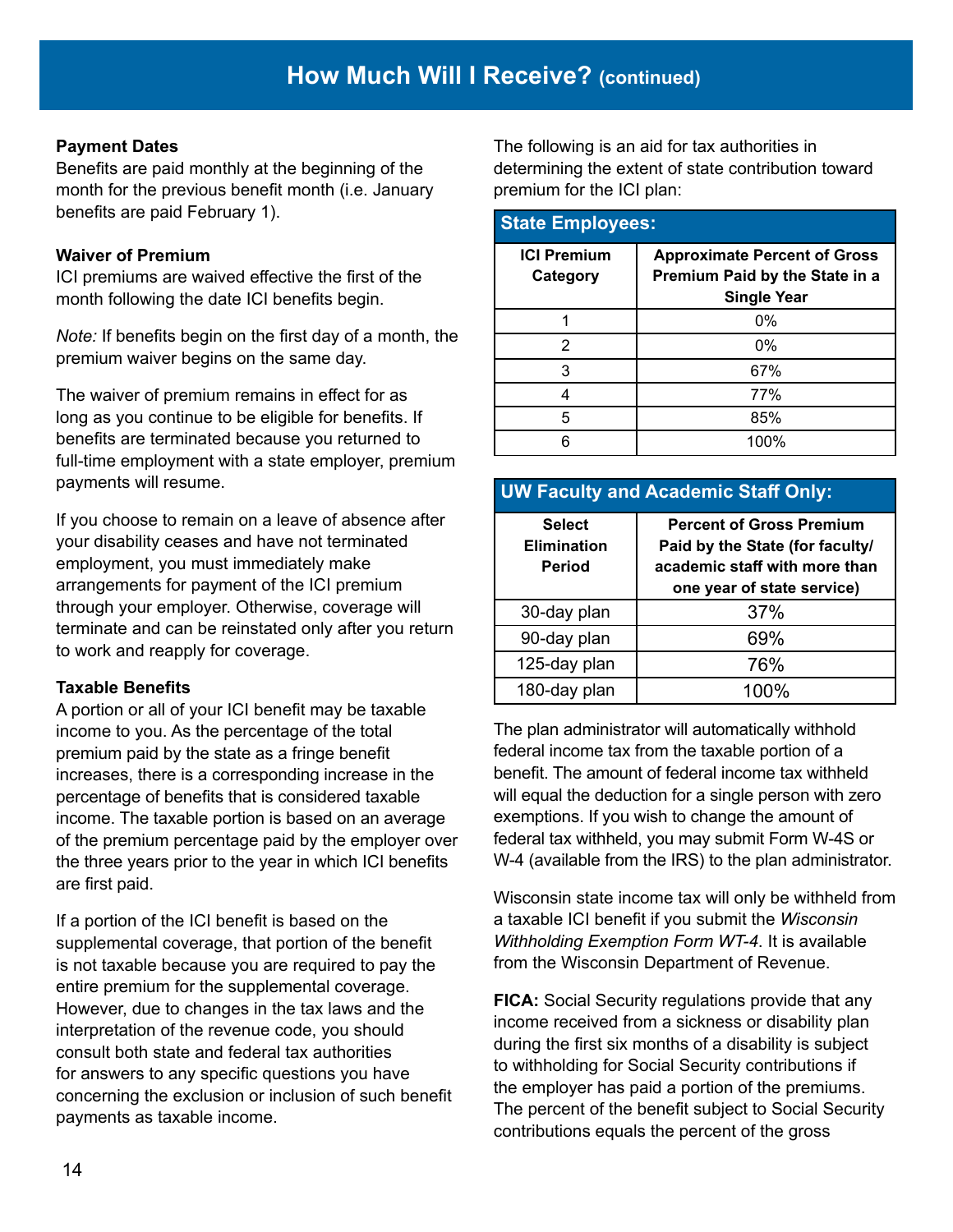## How Much Will I Receive? (continued)

**Payment Dates**

Benefits are paid monthly at the beginning of the month for the previous benefit month (i.e. January benefits are paid February 1).

**Waiver of Premium**

ICI premiums are waived effective the first of the month following the date ICI benefits begin.

*Note:* If benefits begin on the first day of a month, the premium waiver begins on the same day.

The waiver of premium remains in effect for as long as you continue to be eligible for benefits. If benefits are terminated because you returned to full-time employment with a state employer, premium payments will resume.

If you choose to remain on a leave of absence after your disability ceases and have not terminated employment, you must immediately make arrangements for payment of the ICI premium through your employer. Otherwise, coverage will terminate and can be reinstated only after you return to work and reapply for coverage.

**Taxable Benefits**

A portion or all of your ICI benefit may be taxable income to you. As the percentage of the total premium paid by the state as a fringe benefit increases, there is a corresponding increase in the percentage of benefits that is considered taxable income. The taxable portion is based on an average of the premium percentage paid by the employer over the three years prior to the year in which ICI benefits are first paid.

If a portion of the ICI benefit is based on the supplemental coverage, that portion of the benefit is not taxable because you are required to pay the entire premium for the supplemental coverage. However, due to changes in the tax laws and the interpretation of the revenue code, you should consult both state and federal tax authorities for answers to any specific questions you have concerning the exclusion or inclusion of such benefit payments as taxable income.

The following is an aid for tax authorities in determining the extent of state contribution toward premium for the ICI plan:

**State Employees:**

| ICI Premium Category | Approximate Percent of Gross Premium Paid by the State in a Single Year |
|---|---|
| 1 | 0% |
| 2 | 0% |
| 3 | 67% |
| 4 | 77% |
| 5 | 85% |
| 6 | 100% |

**UW Faculty and Academic Staff Only:**

| Select Elimination Period | Percent of Gross Premium Paid by the State (for faculty/academic staff with more than one year of state service) |
|---|---|
| 30-day plan | 37% |
| 90-day plan | 69% |
| 125-day plan | 76% |
| 180-day plan | 100% |

The plan administrator will automatically withhold federal income tax from the taxable portion of a benefit. The amount of federal income tax withheld will equal the deduction for a single person with zero exemptions. If you wish to change the amount of federal tax withheld, you may submit Form W-4S or W-4 (available from the IRS) to the plan administrator.

Wisconsin state income tax will only be withheld from a taxable ICI benefit if you submit the *Wisconsin Withholding Exemption Form WT-4*. It is available from the Wisconsin Department of Revenue.

**FICA:** Social Security regulations provide that any income received from a sickness or disability plan during the first six months of a disability is subject to withholding for Social Security contributions if the employer has paid a portion of the premiums. The percent of the benefit subject to Social Security contributions equals the percent of the gross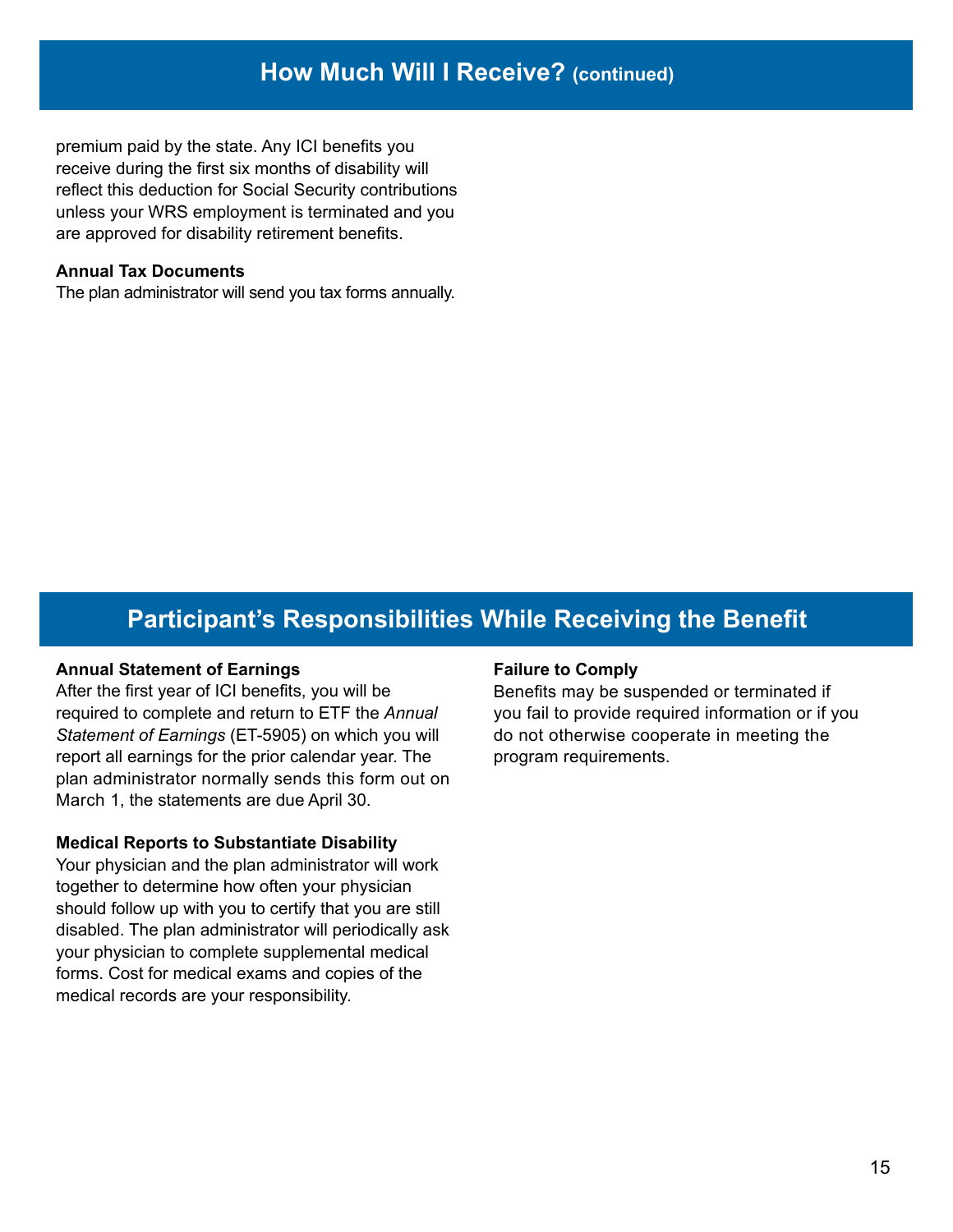## How Much Will I Receive? (continued)

premium paid by the state. Any ICI benefits you receive during the first six months of disability will reflect this deduction for Social Security contributions unless your WRS employment is terminated and you are approved for disability retirement benefits.

**Annual Tax Documents**

The plan administrator will send you tax forms annually.

## Participant's Responsibilities While Receiving the Benefit

**Annual Statement of Earnings**

After the first year of ICI benefits, you will be required to complete and return to ETF the *Annual Statement of Earnings* (ET-5905) on which you will report all earnings for the prior calendar year. The plan administrator normally sends this form out on March 1, the statements are due April 30.

**Medical Reports to Substantiate Disability**

Your physician and the plan administrator will work together to determine how often your physician should follow up with you to certify that you are still disabled. The plan administrator will periodically ask your physician to complete supplemental medical forms. Cost for medical exams and copies of the medical records are your responsibility.

**Failure to Comply**

Benefits may be suspended or terminated if you fail to provide required information or if you do not otherwise cooperate in meeting the program requirements.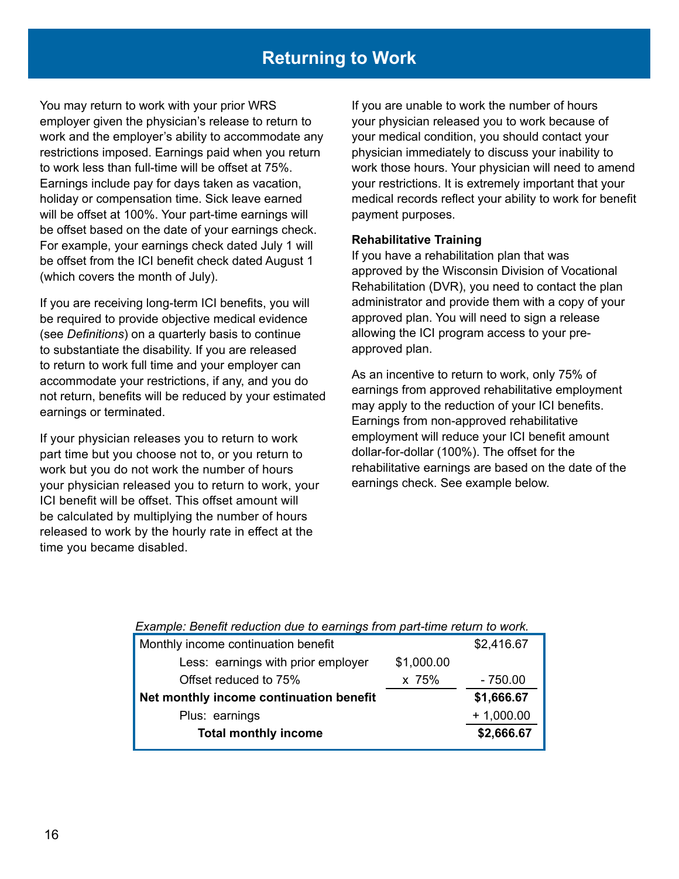# Returning to Work

You may return to work with your prior WRS employer given the physician's release to return to work and the employer's ability to accommodate any restrictions imposed. Earnings paid when you return to work less than full-time will be offset at 75%. Earnings include pay for days taken as vacation, holiday or compensation time. Sick leave earned will be offset at 100%. Your part-time earnings will be offset based on the date of your earnings check. For example, your earnings check dated July 1 will be offset from the ICI benefit check dated August 1 (which covers the month of July).

If you are receiving long-term ICI benefits, you will be required to provide objective medical evidence (see *Definitions*) on a quarterly basis to continue to substantiate the disability. If you are released to return to work full time and your employer can accommodate your restrictions, if any, and you do not return, benefits will be reduced by your estimated earnings or terminated.

If your physician releases you to return to work part time but you choose not to, or you return to work but you do not work the number of hours your physician released you to return to work, your ICI benefit will be offset. This offset amount will be calculated by multiplying the number of hours released to work by the hourly rate in effect at the time you became disabled.

If you are unable to work the number of hours your physician released you to work because of your medical condition, you should contact your physician immediately to discuss your inability to work those hours. Your physician will need to amend your restrictions. It is extremely important that your medical records reflect your ability to work for benefit payment purposes.

**Rehabilitative Training**

If you have a rehabilitation plan that was approved by the Wisconsin Division of Vocational Rehabilitation (DVR), you need to contact the plan administrator and provide them with a copy of your approved plan. You will need to sign a release allowing the ICI program access to your pre-approved plan.

As an incentive to return to work, only 75% of earnings from approved rehabilitative employment may apply to the reduction of your ICI benefits. Earnings from non-approved rehabilitative employment will reduce your ICI benefit amount dollar-for-dollar (100%). The offset for the rehabilitative earnings are based on the date of the earnings check. See example below.

*Example: Benefit reduction due to earnings from part-time return to work.*

| | | |
|---|---|---|
| Monthly income continuation benefit | | $2,416.67 |
| Less: earnings with prior employer | $1,000.00 | |
| Offset reduced to 75% | x 75% | - 750.00 |
| **Net monthly income continuation benefit** | | **$1,666.67** |
| Plus: earnings | | + 1,000.00 |
| **Total monthly income** | | **$2,666.67** |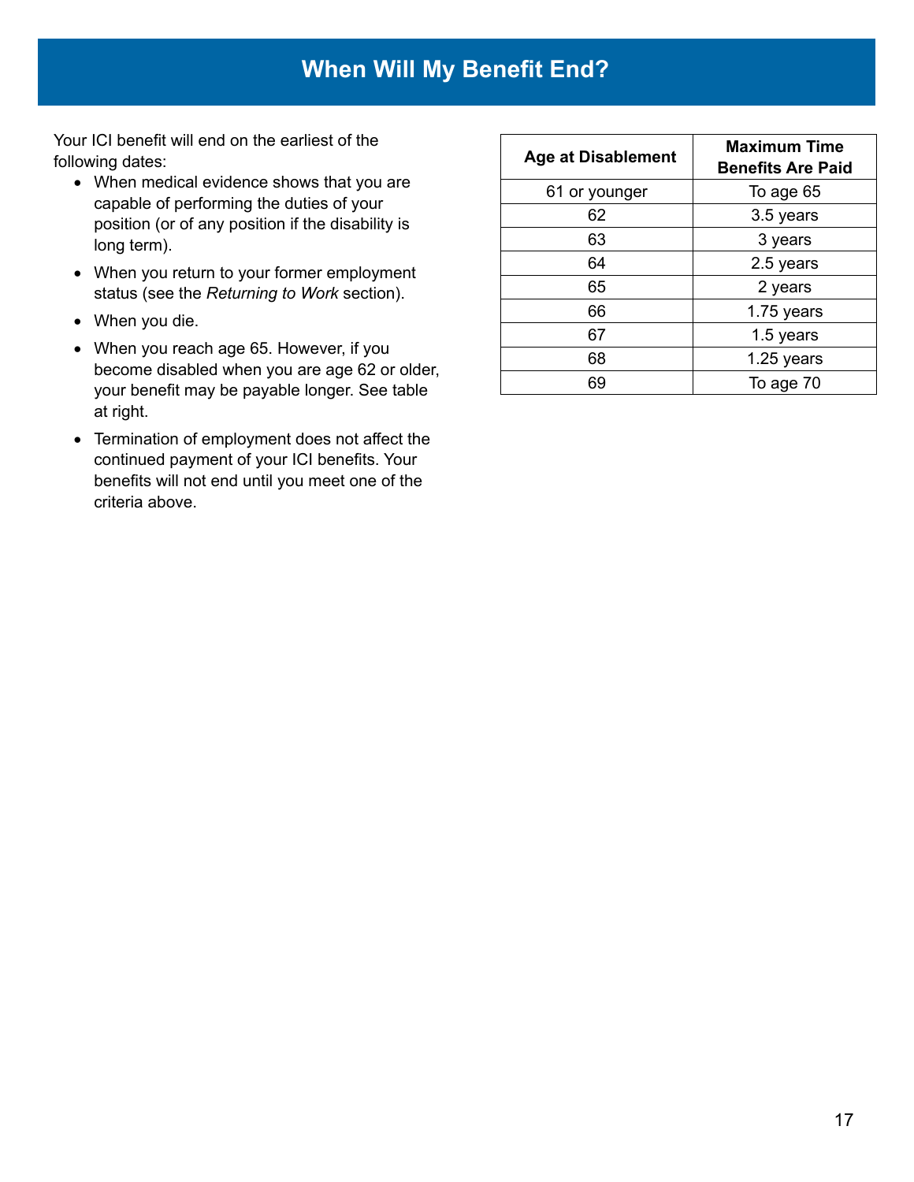# When Will My Benefit End?

Your ICI benefit will end on the earliest of the following dates:

- When medical evidence shows that you are capable of performing the duties of your position (or of any position if the disability is long term).
- When you return to your former employment status (see the *Returning to Work* section).
- When you die.
- When you reach age 65. However, if you become disabled when you are age 62 or older, your benefit may be payable longer. See table at right.
- Termination of employment does not affect the continued payment of your ICI benefits. Your benefits will not end until you meet one of the criteria above.

| Age at Disablement | Maximum Time Benefits Are Paid |
|---|---|
| 61 or younger | To age 65 |
| 62 | 3.5 years |
| 63 | 3 years |
| 64 | 2.5 years |
| 65 | 2 years |
| 66 | 1.75 years |
| 67 | 1.5 years |
| 68 | 1.25 years |
| 69 | To age 70 |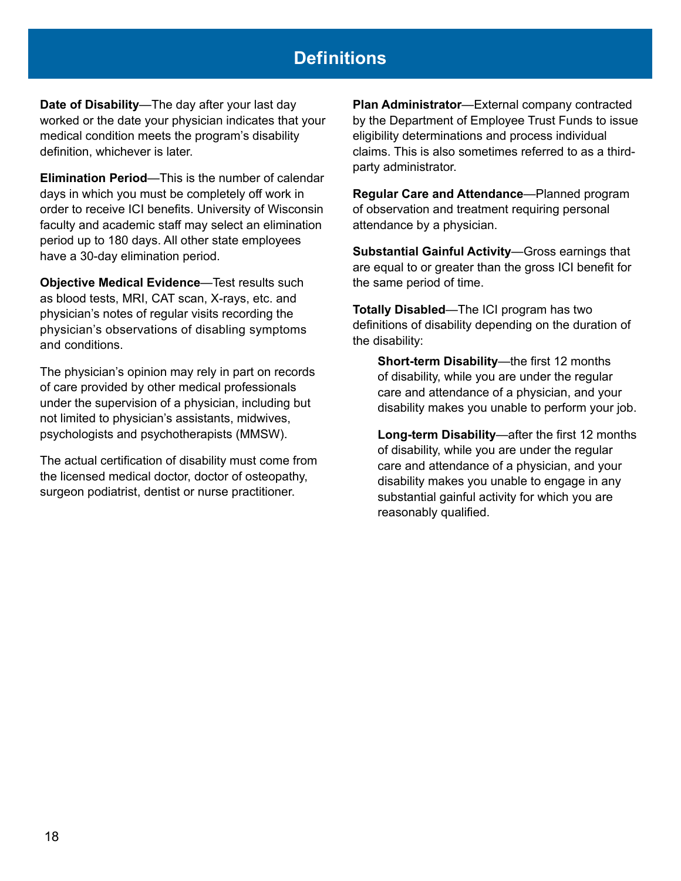# Definitions

**Date of Disability**—The day after your last day worked or the date your physician indicates that your medical condition meets the program's disability definition, whichever is later.

**Elimination Period**—This is the number of calendar days in which you must be completely off work in order to receive ICI benefits. University of Wisconsin faculty and academic staff may select an elimination period up to 180 days. All other state employees have a 30-day elimination period.

**Objective Medical Evidence**—Test results such as blood tests, MRI, CAT scan, X-rays, etc. and physician's notes of regular visits recording the physician's observations of disabling symptoms and conditions.

The physician's opinion may rely in part on records of care provided by other medical professionals under the supervision of a physician, including but not limited to physician's assistants, midwives, psychologists and psychotherapists (MMSW).

The actual certification of disability must come from the licensed medical doctor, doctor of osteopathy, surgeon podiatrist, dentist or nurse practitioner.

**Plan Administrator**—External company contracted by the Department of Employee Trust Funds to issue eligibility determinations and process individual claims. This is also sometimes referred to as a third-party administrator.

**Regular Care and Attendance**—Planned program of observation and treatment requiring personal attendance by a physician.

**Substantial Gainful Activity**—Gross earnings that are equal to or greater than the gross ICI benefit for the same period of time.

**Totally Disabled**—The ICI program has two definitions of disability depending on the duration of the disability:

> **Short-term Disability**—the first 12 months of disability, while you are under the regular care and attendance of a physician, and your disability makes you unable to perform your job.
>
> **Long-term Disability**—after the first 12 months of disability, while you are under the regular care and attendance of a physician, and your disability makes you unable to engage in any substantial gainful activity for which you are reasonably qualified.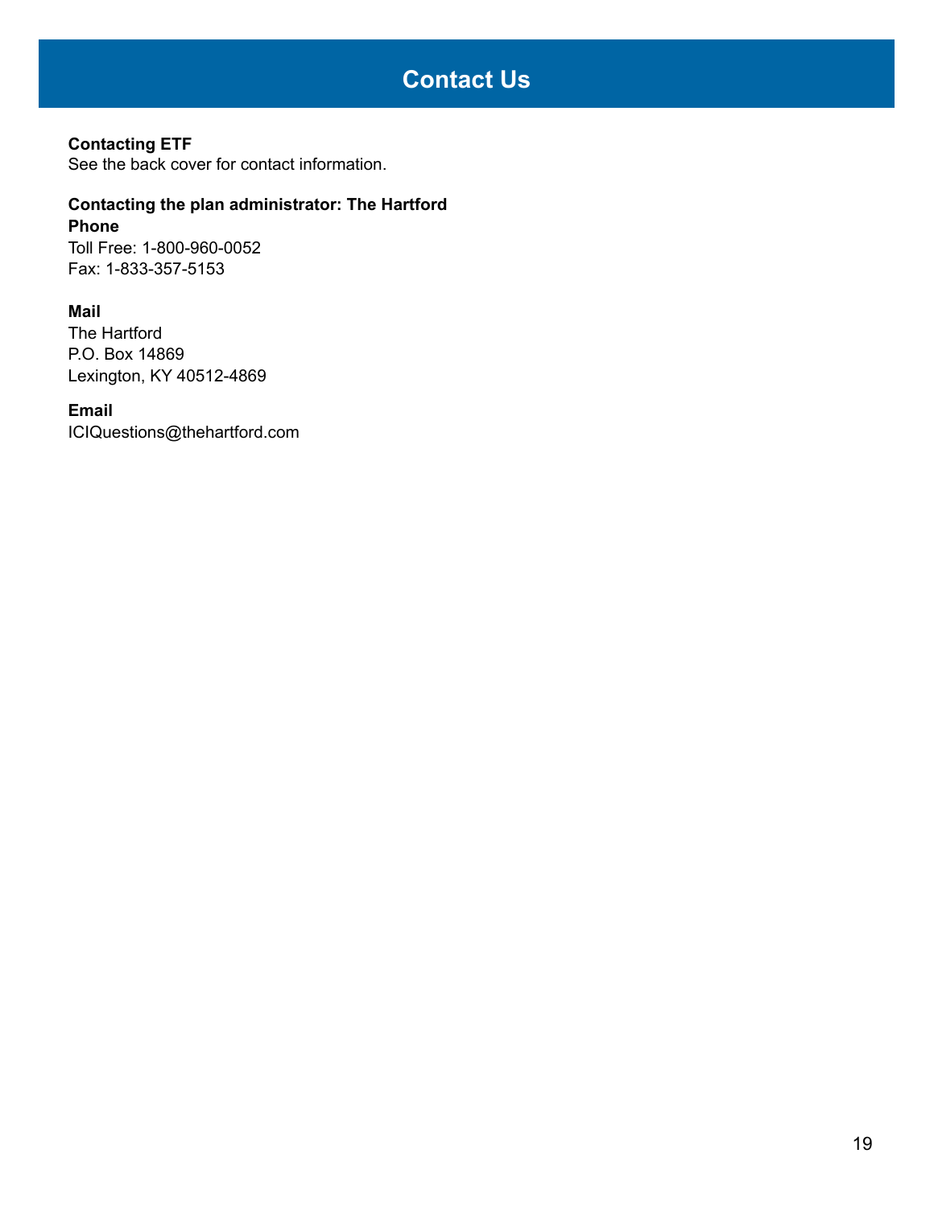# Contact Us

**Contacting ETF**
See the back cover for contact information.

**Contacting the plan administrator: The Hartford**

**Phone**
Toll Free: 1-800-960-0052
Fax: 1-833-357-5153

**Mail**
The Hartford
P.O. Box 14869
Lexington, KY 40512-4869

**Email**
ICIQuestions@thehartford.com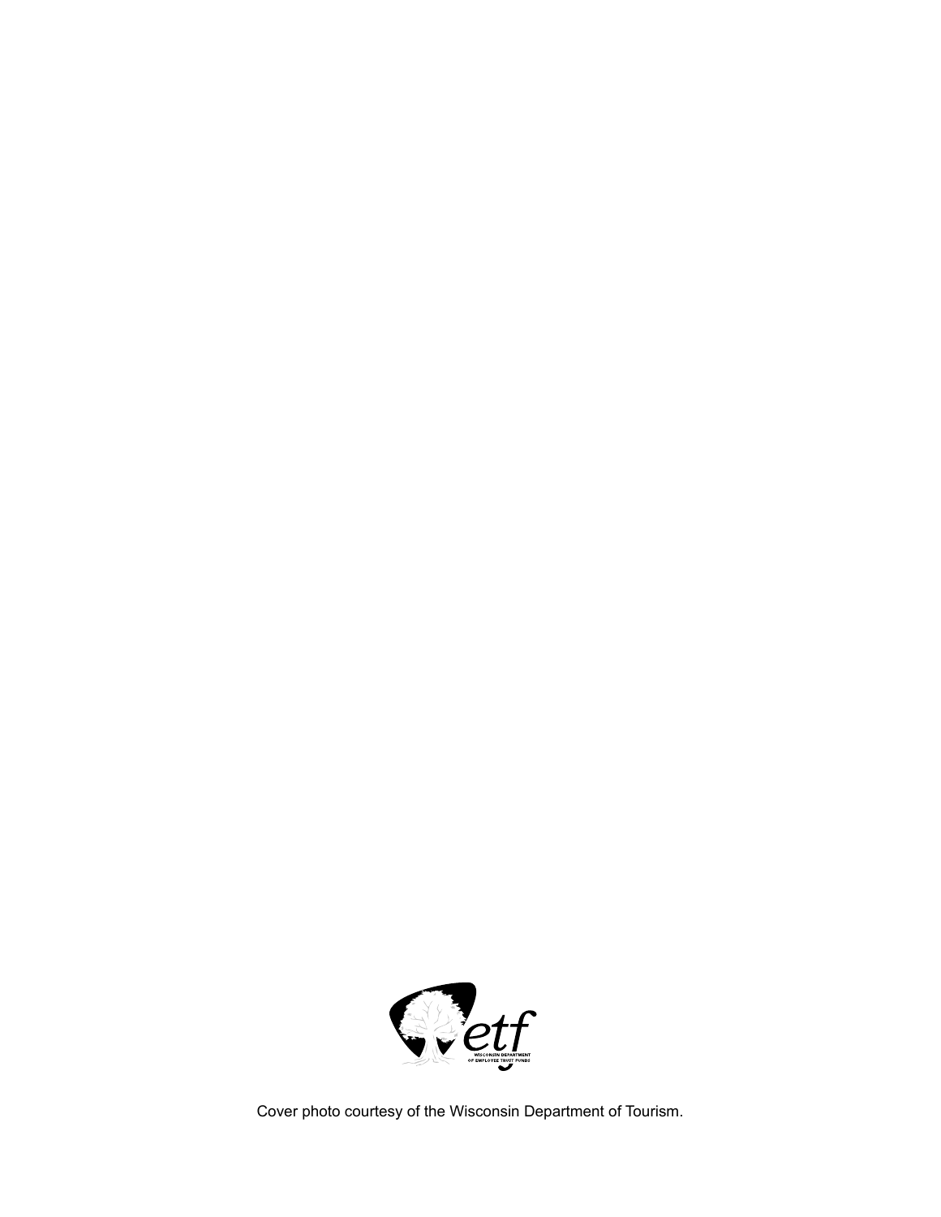etf

WISCONSIN DEPARTMENT OF EMPLOYEE TRUST FUNDS

Cover photo courtesy of the Wisconsin Department of Tourism.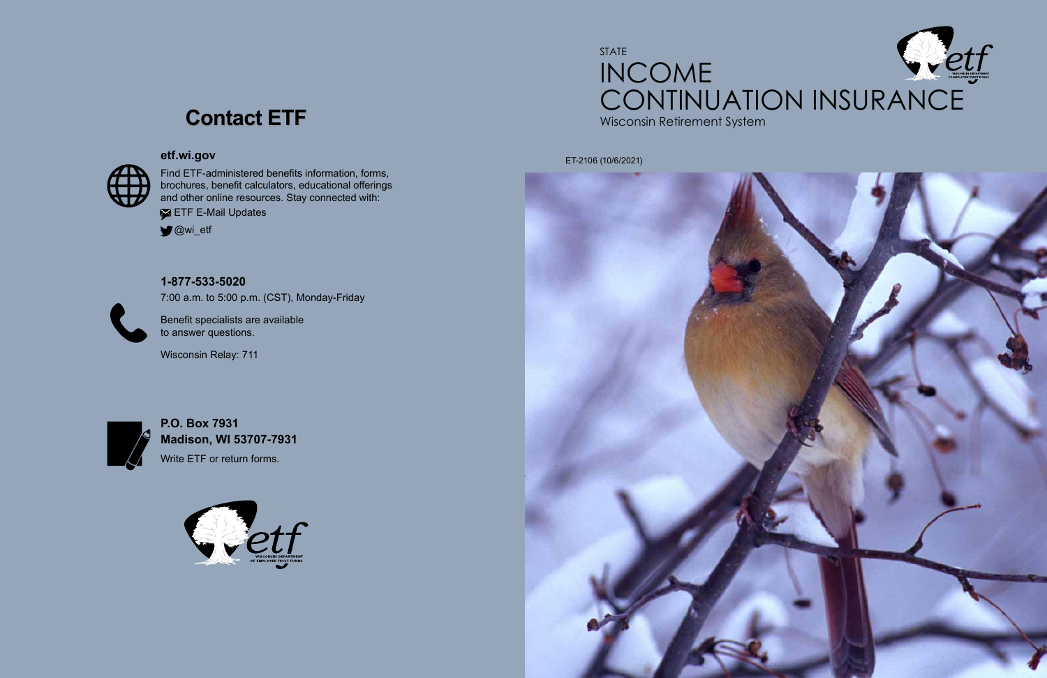# Contact ETF

**etf.wi.gov**

Find ETF-administered benefits information, forms, brochures, benefit calculators, educational offerings and other online resources. Stay connected with:

ETF E-Mail Updates

@wi_etf

**1-877-533-5020**

7:00 a.m. to 5:00 p.m. (CST), Monday-Friday

Benefit specialists are available to answer questions.

Wisconsin Relay: 711

**P.O. Box 7931**
**Madison, WI 53707-7931**

Write ETF or return forms.

STATE

# INCOME CONTINUATION INSURANCE

Wisconsin Retirement System

ET-2106 (10/6/2021)